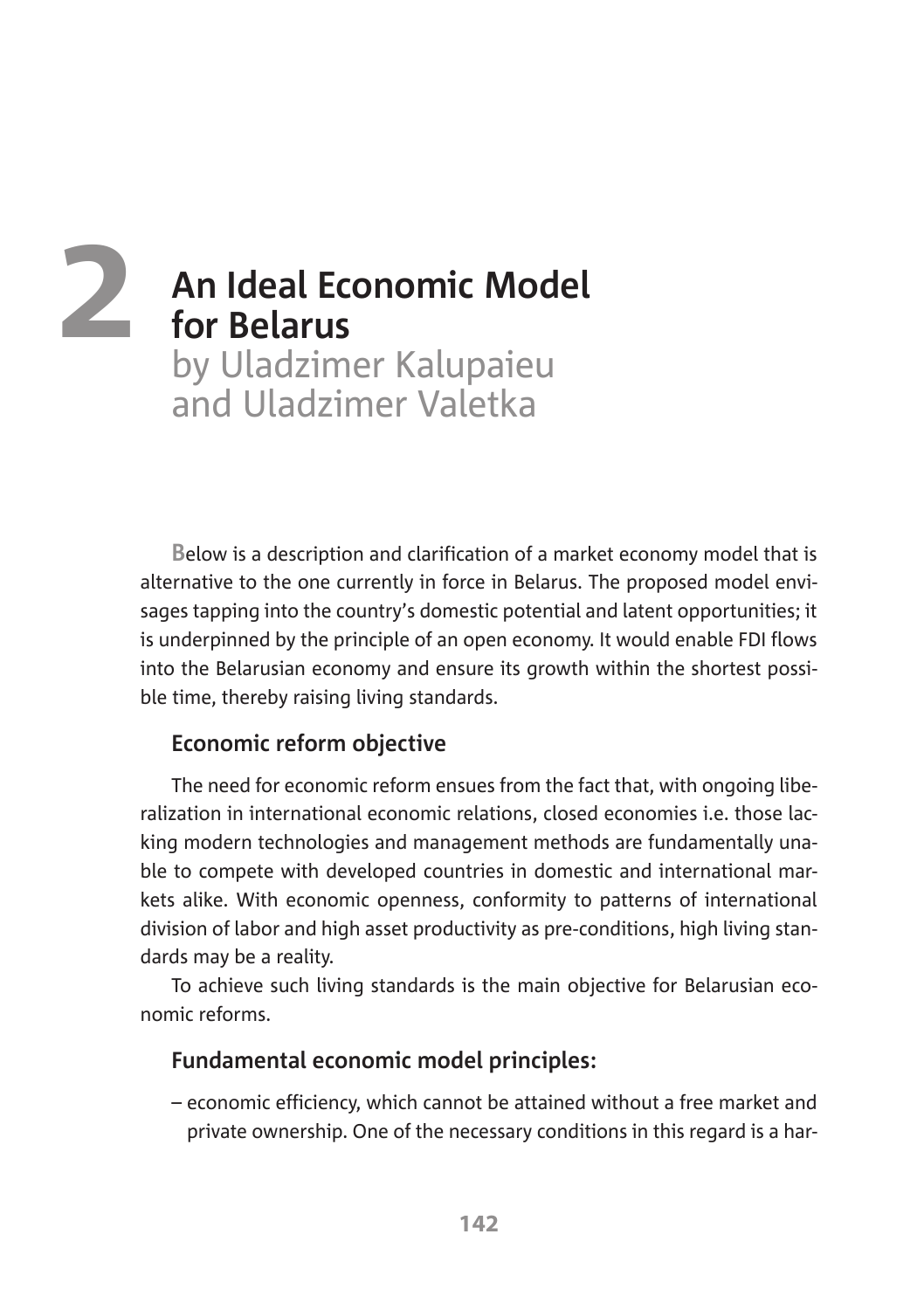# 2 An Ideal Economic Model for Belarus

by Uladzimer Kalupaieu and Uladzimer Valetka

Below is a description and clarification of a market economy model that is alternative to the one currently in force in Belarus. The proposed model envisages tapping into the country's domestic potential and latent opportunities; it is underpinned by the principle of an open economy. It would enable FDI flows into the Belarusian economy and ensure its growth within the shortest possible time, thereby raising living standards.

## Economic reform objective

The need for economic reform ensues from the fact that, with ongoing liberalization in international economic relations, closed economies i.e. those lacking modern technologies and management methods are fundamentally unable to compete with developed countries in domestic and international markets alike. With economic openness, conformity to patterns of international division of labor and high asset productivity as pre-conditions, high living standards may be a reality.

To achieve such living standards is the main objective for Belarusian economic reforms.

## Fundamental economic model principles:

– economic efficiency, which cannot be attained without a free market and private ownership. One of the necessary conditions in this regard is a har-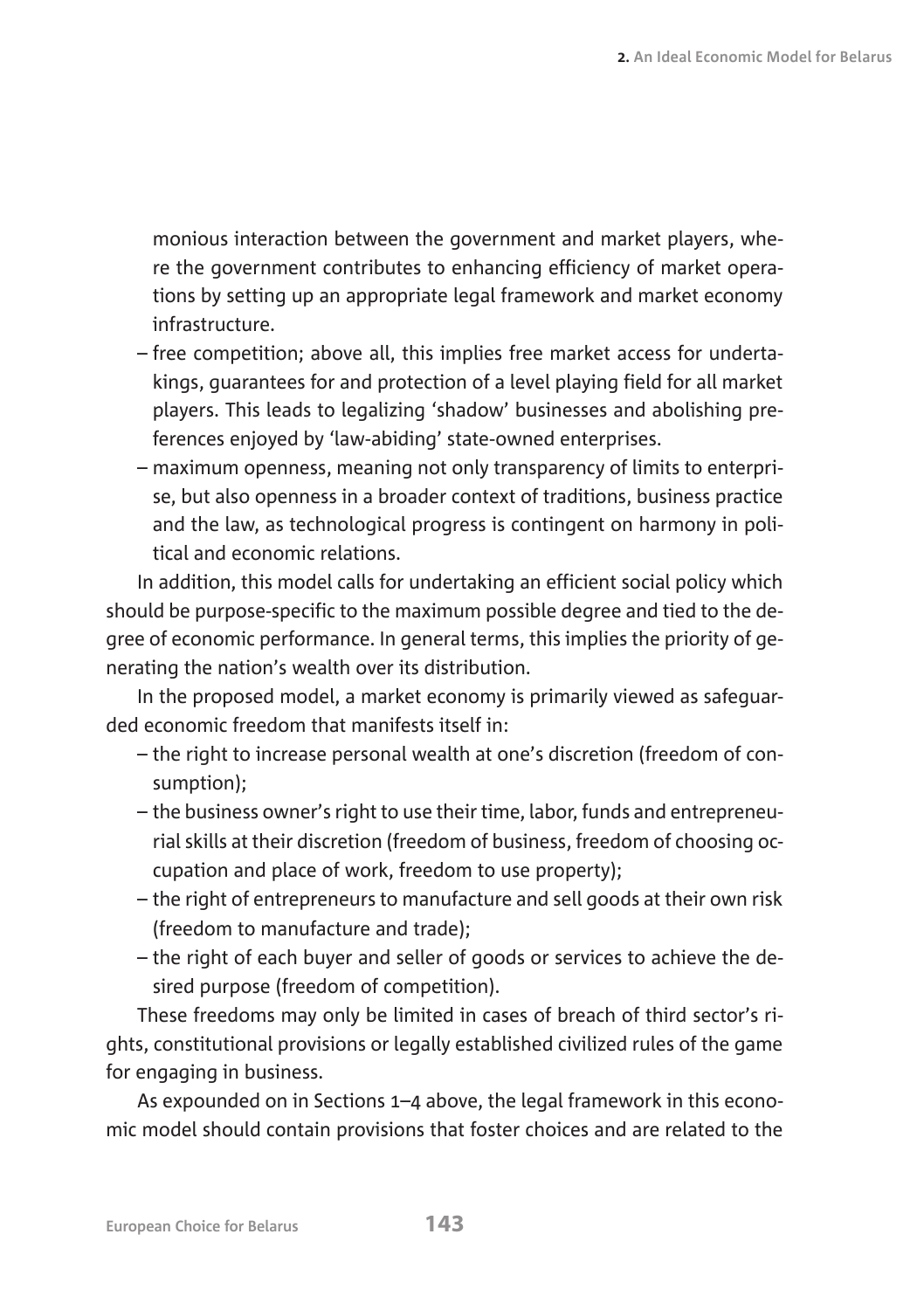monious interaction between the government and market players, where the government contributes to enhancing efficiency of market operations by setting up an appropriate legal framework and market economy infrastructure.

– free competition; above all, this implies free market access for undertakings, guarantees for and protection of a level playing field for all market players. This leads to legalizing 'shadow' businesses and abolishing preferences enjoyed by 'law-abiding' state-owned enterprises.

– maximum openness, meaning not only transparency of limits to enterprise, but also openness in a broader context of traditions, business practice and the law, as technological progress is contingent on harmony in political and economic relations.

In addition, this model calls for undertaking an efficient social policy which should be purpose-specific to the maximum possible degree and tied to the degree of economic performance. In general terms, this implies the priority of generating the nation's wealth over its distribution.

In the proposed model, a market economy is primarily viewed as safeguarded economic freedom that manifests itself in:

– the right to increase personal wealth at one's discretion (freedom of consumption);

– the business owner's right to use their time, labor, funds and entrepreneurial skills at their discretion (freedom of business, freedom of choosing occupation and place of work, freedom to use property);

– the right of entrepreneurs to manufacture and sell goods at their own risk (freedom to manufacture and trade);

– the right of each buyer and seller of goods or services to achieve the desired purpose (freedom of competition).

These freedoms may only be limited in cases of breach of third sector's rights, constitutional provisions or legally established civilized rules of the game for engaging in business.

As expounded on in Sections 1–4 above, the legal framework in this economic model should contain provisions that foster choices and are related to the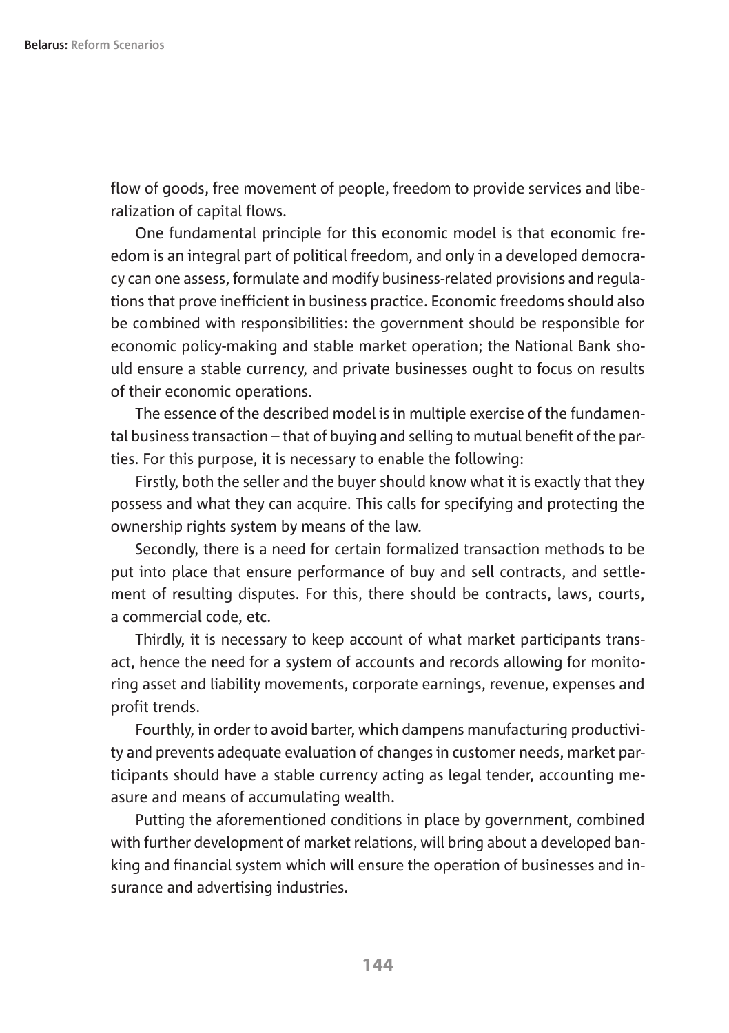flow of goods, free movement of people, freedom to provide services and liberalization of capital flows.

One fundamental principle for this economic model is that economic freedom is an integral part of political freedom, and only in a developed democracy can one assess, formulate and modify business-related provisions and regulations that prove inefficient in business practice. Economic freedoms should also be combined with responsibilities: the government should be responsible for economic policy-making and stable market operation; the National Bank should ensure a stable currency, and private businesses ought to focus on results of their economic operations.

The essence of the described model is in multiple exercise of the fundamental business transaction – that of buying and selling to mutual benefit of the parties. For this purpose, it is necessary to enable the following:

Firstly, both the seller and the buyer should know what it is exactly that they possess and what they can acquire. This calls for specifying and protecting the ownership rights system by means of the law.

Secondly, there is a need for certain formalized transaction methods to be put into place that ensure performance of buy and sell contracts, and settlement of resulting disputes. For this, there should be contracts, laws, courts, a commercial code, etc.

Thirdly, it is necessary to keep account of what market participants transact, hence the need for a system of accounts and records allowing for monitoring asset and liability movements, corporate earnings, revenue, expenses and profit trends.

Fourthly, in order to avoid barter, which dampens manufacturing productivity and prevents adequate evaluation of changes in customer needs, market participants should have a stable currency acting as legal tender, accounting measure and means of accumulating wealth.

Putting the aforementioned conditions in place by government, combined with further development of market relations, will bring about a developed banking and financial system which will ensure the operation of businesses and insurance and advertising industries.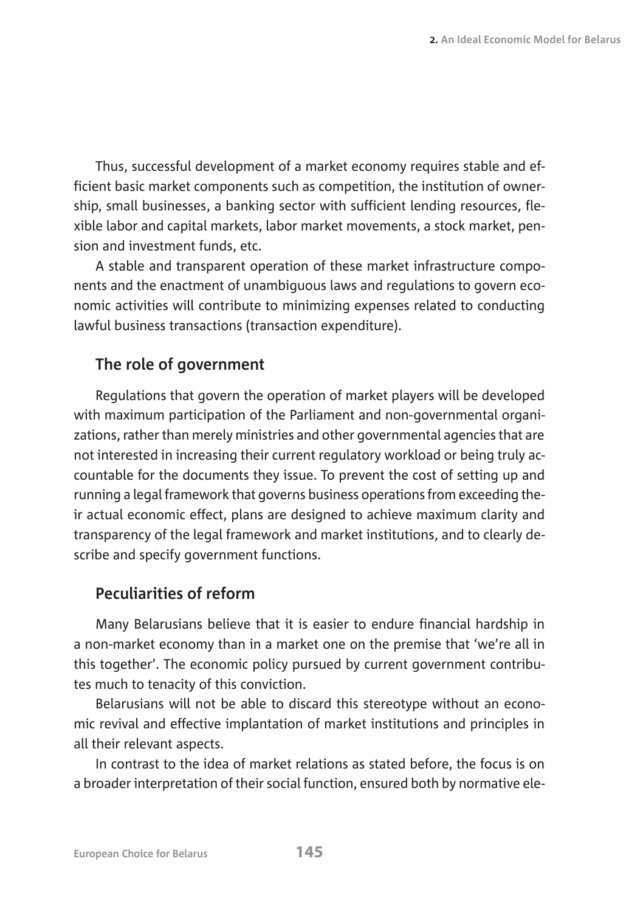Thus, successful development of a market economy requires stable and efficient basic market components such as competition, the institution of ownership, small businesses, a banking sector with sufficient lending resources, flexible labor and capital markets, labor market movements, a stock market, pension and investment funds, etc.

A stable and transparent operation of these market infrastructure components and the enactment of unambiguous laws and regulations to govern economic activities will contribute to minimizing expenses related to conducting lawful business transactions (transaction expenditure).

## The role of government

Regulations that govern the operation of market players will be developed with maximum participation of the Parliament and non-governmental organizations, rather than merely ministries and other governmental agencies that are not interested in increasing their current regulatory workload or being truly accountable for the documents they issue. To prevent the cost of setting up and running a legal framework that governs business operations from exceeding their actual economic effect, plans are designed to achieve maximum clarity and transparency of the legal framework and market institutions, and to clearly describe and specify government functions.

## Peculiarities of reform

Many Belarusians believe that it is easier to endure financial hardship in a non-market economy than in a market one on the premise that 'we're all in this together'. The economic policy pursued by current government contributes much to tenacity of this conviction.

Belarusians will not be able to discard this stereotype without an economic revival and effective implantation of market institutions and principles in all their relevant aspects.

In contrast to the idea of market relations as stated before, the focus is on a broader interpretation of their social function, ensured both by normative ele-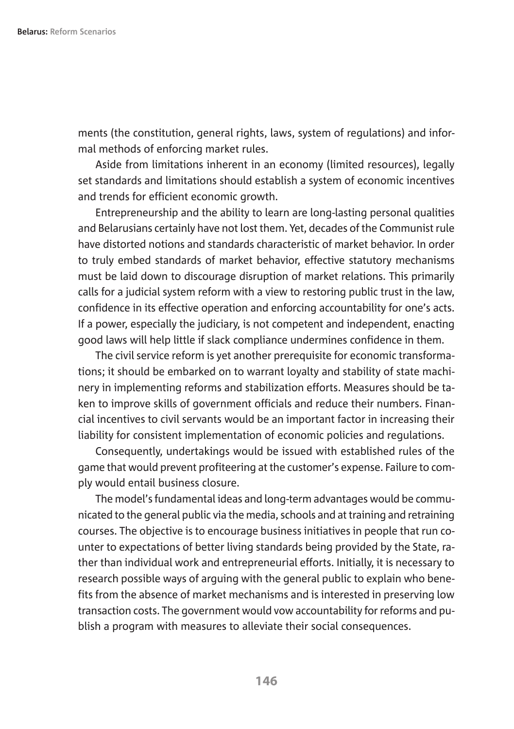ments (the constitution, general rights, laws, system of regulations) and informal methods of enforcing market rules.

Aside from limitations inherent in an economy (limited resources), legally set standards and limitations should establish a system of economic incentives and trends for efficient economic growth.

Entrepreneurship and the ability to learn are long-lasting personal qualities and Belarusians certainly have not lost them. Yet, decades of the Communist rule have distorted notions and standards characteristic of market behavior. In order to truly embed standards of market behavior, effective statutory mechanisms must be laid down to discourage disruption of market relations. This primarily calls for a judicial system reform with a view to restoring public trust in the law, confidence in its effective operation and enforcing accountability for one's acts. If a power, especially the judiciary, is not competent and independent, enacting good laws will help little if slack compliance undermines confidence in them.

The civil service reform is yet another prerequisite for economic transformations; it should be embarked on to warrant loyalty and stability of state machinery in implementing reforms and stabilization efforts. Measures should be taken to improve skills of government officials and reduce their numbers. Financial incentives to civil servants would be an important factor in increasing their liability for consistent implementation of economic policies and regulations.

Consequently, undertakings would be issued with established rules of the game that would prevent profiteering at the customer's expense. Failure to comply would entail business closure.

The model's fundamental ideas and long-term advantages would be communicated to the general public via the media, schools and at training and retraining courses. The objective is to encourage business initiatives in people that run counter to expectations of better living standards being provided by the State, rather than individual work and entrepreneurial efforts. Initially, it is necessary to research possible ways of arguing with the general public to explain who benefits from the absence of market mechanisms and is interested in preserving low transaction costs. The government would vow accountability for reforms and publish a program with measures to alleviate their social consequences.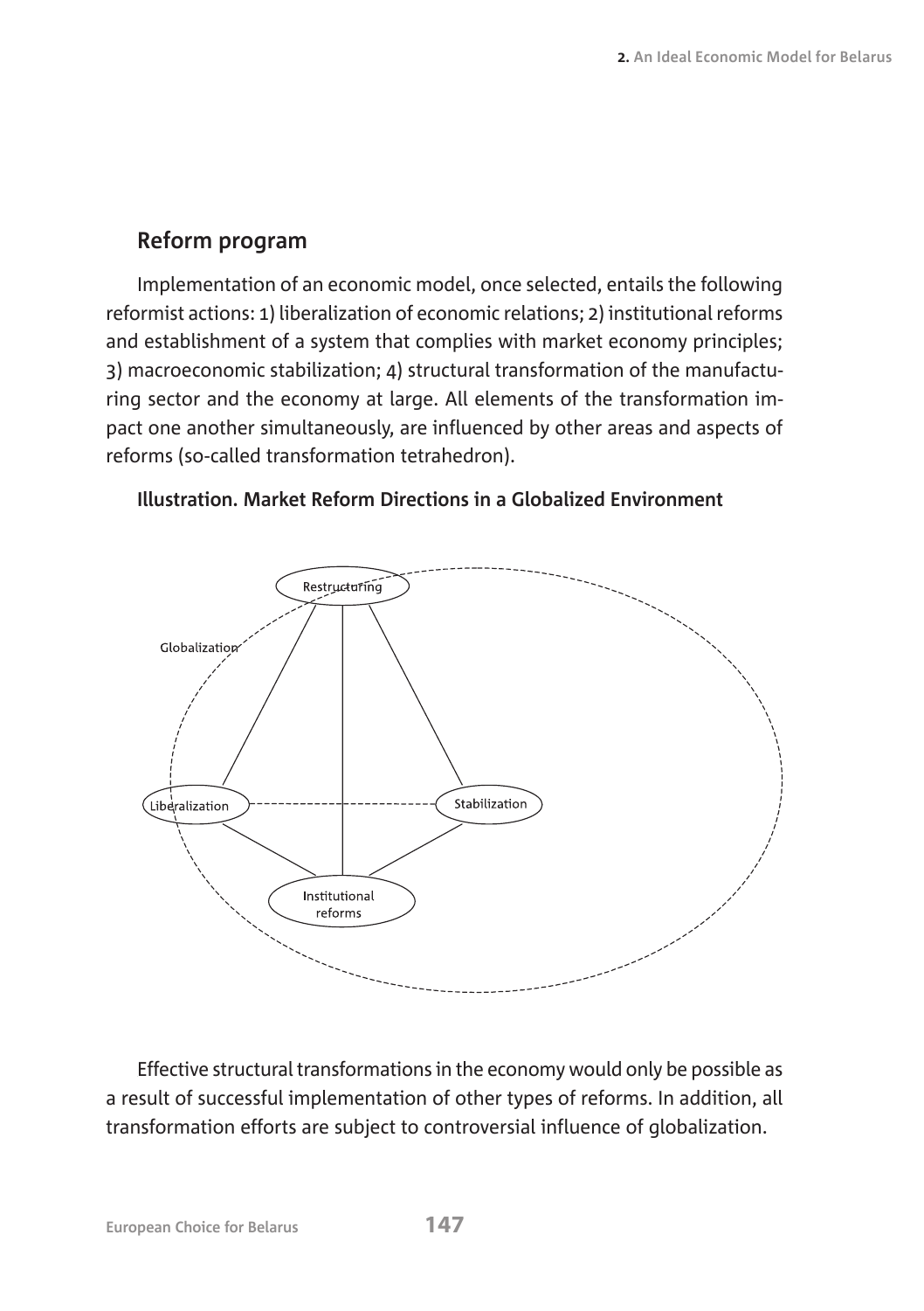## Reform program

Implementation of an economic model, once selected, entails the following reformist actions: 1) liberalization of economic relations; 2) institutional reforms and establishment of a system that complies with market economy principles; 3) macroeconomic stabilization; 4) structural transformation of the manufacturing sector and the economy at large. All elements of the transformation impact one another simultaneously, are influenced by other areas and aspects of reforms (so-called transformation tetrahedron).

**Illustration. Market Reform Directions in a Globalized Environment**

Restructuring

Globalization

Liberalization

Stabilization

Institutional reforms

Effective structural transformations in the economy would only be possible as a result of successful implementation of other types of reforms. In addition, all transformation efforts are subject to controversial influence of globalization.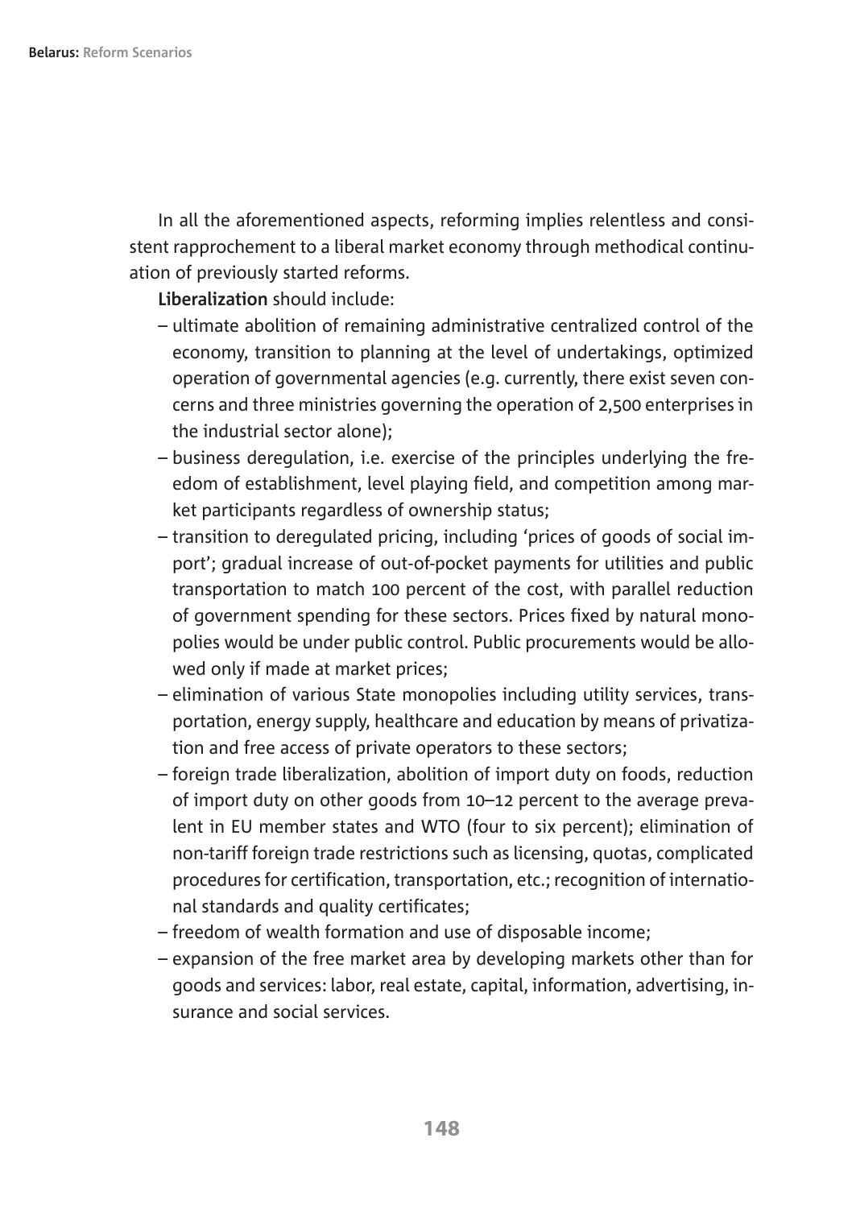In all the aforementioned aspects, reforming implies relentless and consistent rapprochement to a liberal market economy through methodical continuation of previously started reforms.

**Liberalization** should include:

- ultimate abolition of remaining administrative centralized control of the economy, transition to planning at the level of undertakings, optimized operation of governmental agencies (e.g. currently, there exist seven concerns and three ministries governing the operation of 2,500 enterprises in the industrial sector alone);
- business deregulation, i.e. exercise of the principles underlying the freedom of establishment, level playing field, and competition among market participants regardless of ownership status;
- transition to deregulated pricing, including 'prices of goods of social import'; gradual increase of out-of-pocket payments for utilities and public transportation to match 100 percent of the cost, with parallel reduction of government spending for these sectors. Prices fixed by natural monopolies would be under public control. Public procurements would be allowed only if made at market prices;
- elimination of various State monopolies including utility services, transportation, energy supply, healthcare and education by means of privatization and free access of private operators to these sectors;
- foreign trade liberalization, abolition of import duty on foods, reduction of import duty on other goods from 10–12 percent to the average prevalent in EU member states and WTO (four to six percent); elimination of non-tariff foreign trade restrictions such as licensing, quotas, complicated procedures for certification, transportation, etc.; recognition of international standards and quality certificates;
- freedom of wealth formation and use of disposable income;
- expansion of the free market area by developing markets other than for goods and services: labor, real estate, capital, information, advertising, insurance and social services.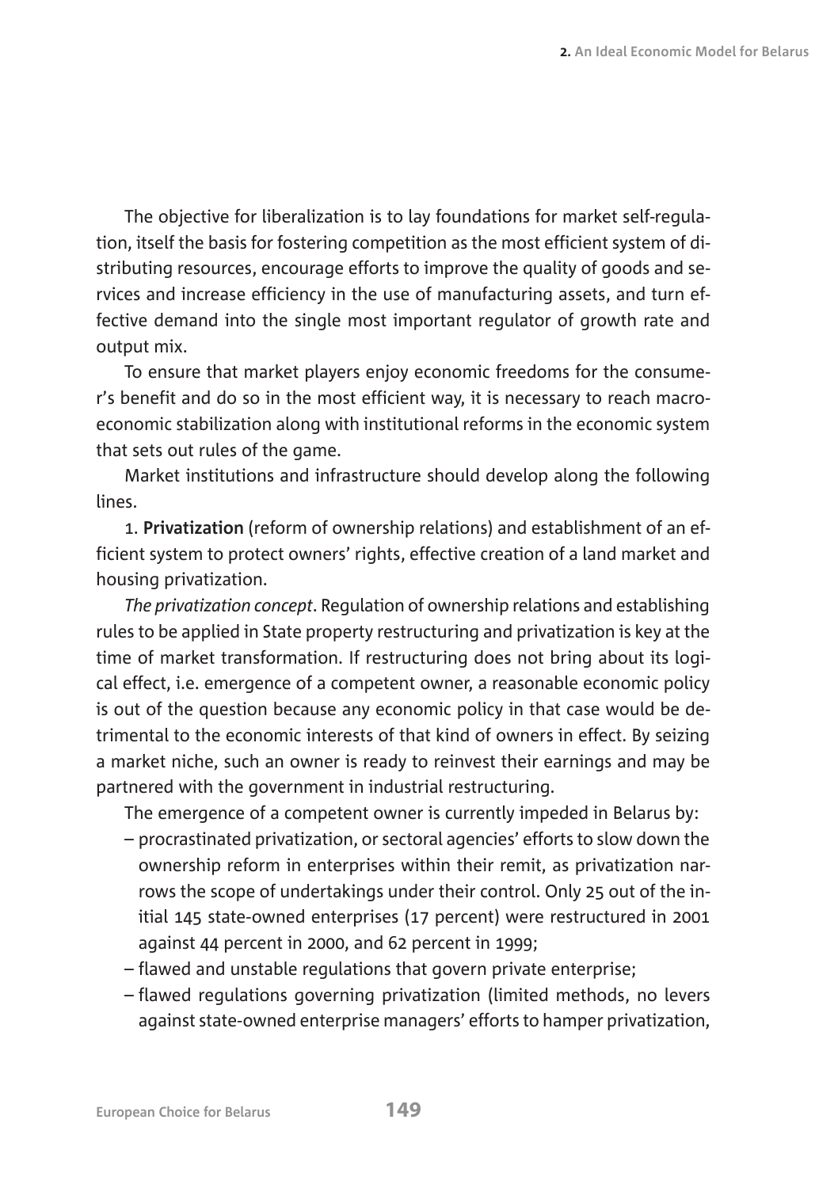The objective for liberalization is to lay foundations for market self-regulation, itself the basis for fostering competition as the most efficient system of distributing resources, encourage efforts to improve the quality of goods and services and increase efficiency in the use of manufacturing assets, and turn effective demand into the single most important regulator of growth rate and output mix.

To ensure that market players enjoy economic freedoms for the consumer's benefit and do so in the most efficient way, it is necessary to reach macroeconomic stabilization along with institutional reforms in the economic system that sets out rules of the game.

Market institutions and infrastructure should develop along the following lines.

1. **Privatization** (reform of ownership relations) and establishment of an efficient system to protect owners' rights, effective creation of a land market and housing privatization.

*The privatization concept*. Regulation of ownership relations and establishing rules to be applied in State property restructuring and privatization is key at the time of market transformation. If restructuring does not bring about its logical effect, i.e. emergence of a competent owner, a reasonable economic policy is out of the question because any economic policy in that case would be detrimental to the economic interests of that kind of owners in effect. By seizing a market niche, such an owner is ready to reinvest their earnings and may be partnered with the government in industrial restructuring.

The emergence of a competent owner is currently impeded in Belarus by:

- procrastinated privatization, or sectoral agencies' efforts to slow down the ownership reform in enterprises within their remit, as privatization narrows the scope of undertakings under their control. Only 25 out of the initial 145 state-owned enterprises (17 percent) were restructured in 2001 against 44 percent in 2000, and 62 percent in 1999;
- flawed and unstable regulations that govern private enterprise;
- flawed regulations governing privatization (limited methods, no levers against state-owned enterprise managers' efforts to hamper privatization,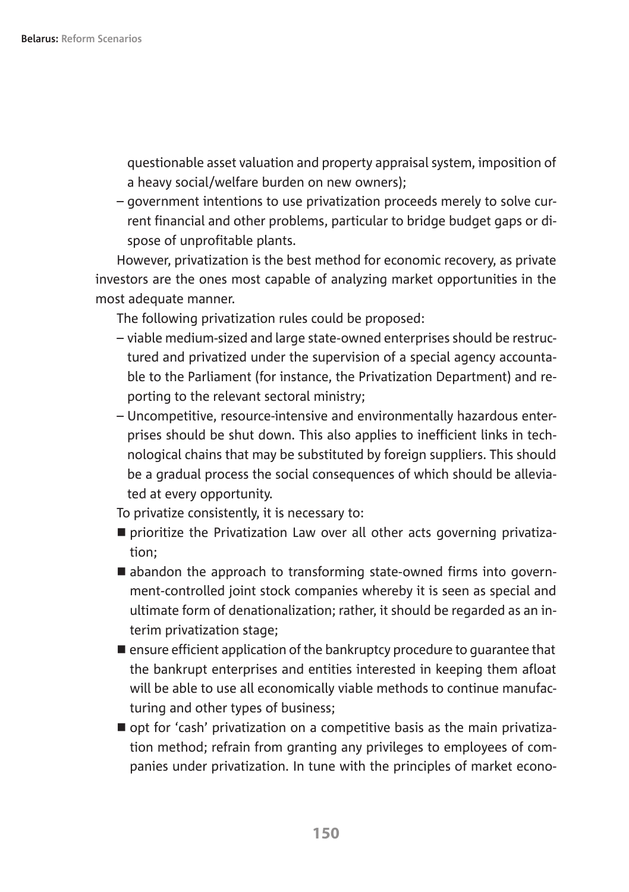questionable asset valuation and property appraisal system, imposition of a heavy social/welfare burden on new owners);

- government intentions to use privatization proceeds merely to solve current financial and other problems, particular to bridge budget gaps or dispose of unprofitable plants.

However, privatization is the best method for economic recovery, as private investors are the ones most capable of analyzing market opportunities in the most adequate manner.

The following privatization rules could be proposed:

- viable medium-sized and large state-owned enterprises should be restructured and privatized under the supervision of a special agency accountable to the Parliament (for instance, the Privatization Department) and reporting to the relevant sectoral ministry;
- Uncompetitive, resource-intensive and environmentally hazardous enterprises should be shut down. This also applies to inefficient links in technological chains that may be substituted by foreign suppliers. This should be a gradual process the social consequences of which should be alleviated at every opportunity.

To privatize consistently, it is necessary to:

- prioritize the Privatization Law over all other acts governing privatization;
- abandon the approach to transforming state-owned firms into government-controlled joint stock companies whereby it is seen as special and ultimate form of denationalization; rather, it should be regarded as an interim privatization stage;
- ensure efficient application of the bankruptcy procedure to guarantee that the bankrupt enterprises and entities interested in keeping them afloat will be able to use all economically viable methods to continue manufacturing and other types of business;
- opt for 'cash' privatization on a competitive basis as the main privatization method; refrain from granting any privileges to employees of companies under privatization. In tune with the principles of market econo-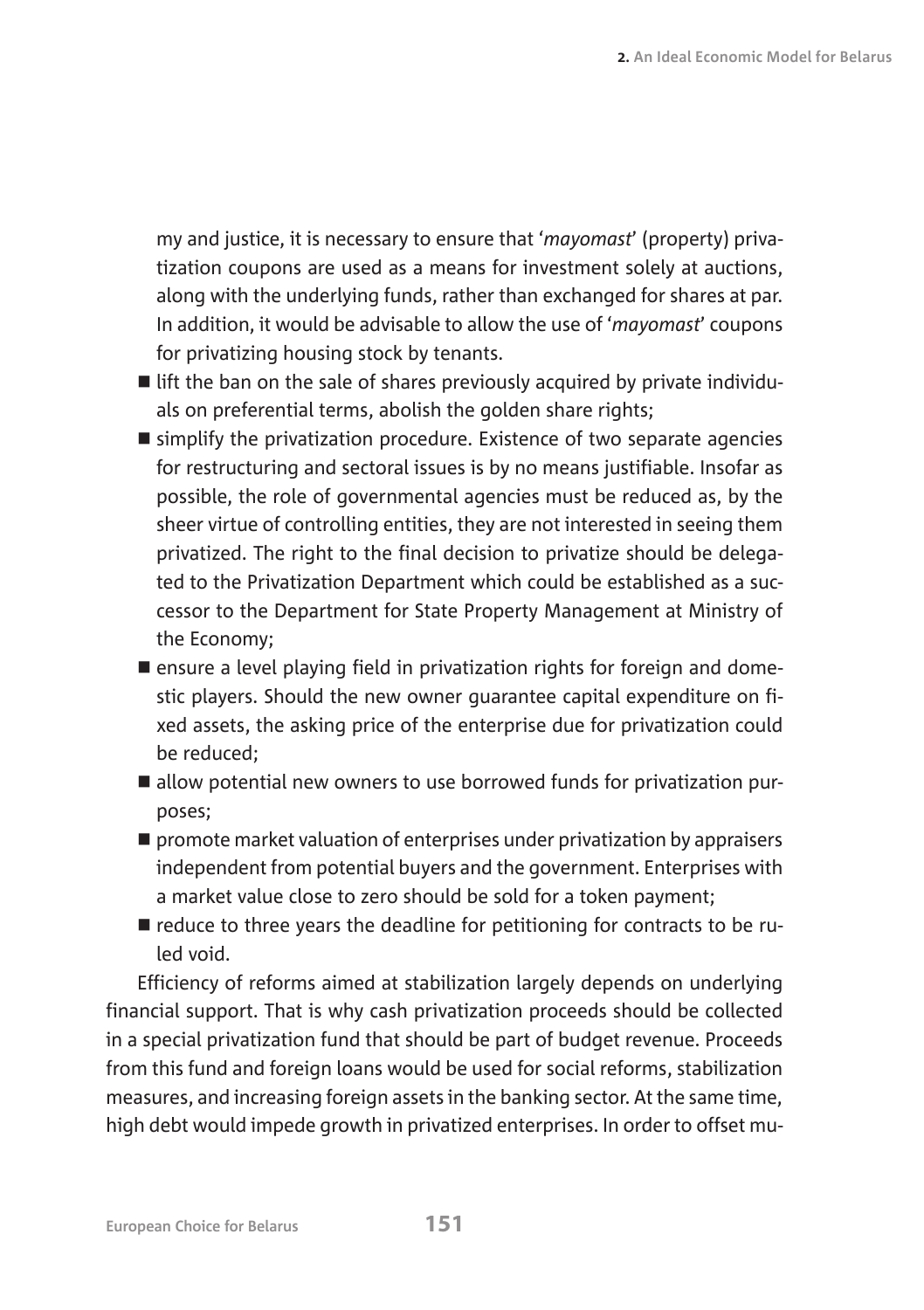my and justice, it is necessary to ensure that '*mayomast*' (property) privatization coupons are used as a means for investment solely at auctions, along with the underlying funds, rather than exchanged for shares at par. In addition, it would be advisable to allow the use of '*mayomast*' coupons for privatizing housing stock by tenants.

- lift the ban on the sale of shares previously acquired by private individuals on preferential terms, abolish the golden share rights;
- simplify the privatization procedure. Existence of two separate agencies for restructuring and sectoral issues is by no means justifiable. Insofar as possible, the role of governmental agencies must be reduced as, by the sheer virtue of controlling entities, they are not interested in seeing them privatized. The right to the final decision to privatize should be delegated to the Privatization Department which could be established as a successor to the Department for State Property Management at Ministry of the Economy;
- ensure a level playing field in privatization rights for foreign and domestic players. Should the new owner guarantee capital expenditure on fixed assets, the asking price of the enterprise due for privatization could be reduced;
- allow potential new owners to use borrowed funds for privatization purposes;
- promote market valuation of enterprises under privatization by appraisers independent from potential buyers and the government. Enterprises with a market value close to zero should be sold for a token payment;
- reduce to three years the deadline for petitioning for contracts to be ruled void.

Efficiency of reforms aimed at stabilization largely depends on underlying financial support. That is why cash privatization proceeds should be collected in a special privatization fund that should be part of budget revenue. Proceeds from this fund and foreign loans would be used for social reforms, stabilization measures, and increasing foreign assets in the banking sector. At the same time, high debt would impede growth in privatized enterprises. In order to offset mu-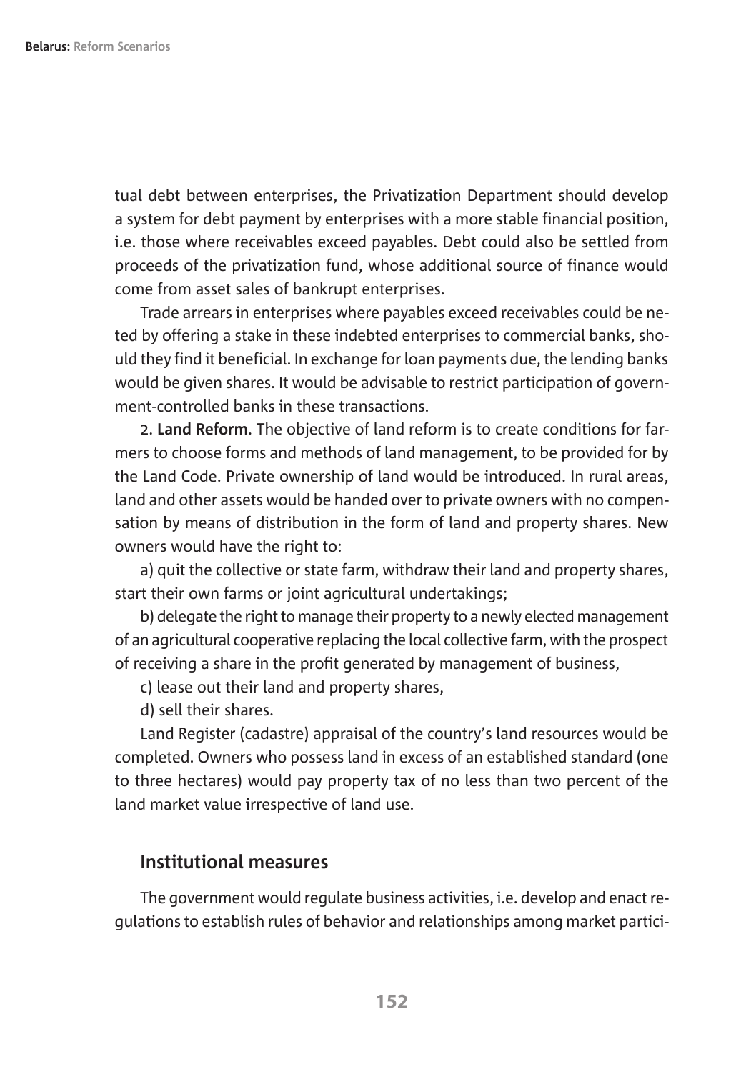tual debt between enterprises, the Privatization Department should develop a system for debt payment by enterprises with a more stable financial position, i.e. those where receivables exceed payables. Debt could also be settled from proceeds of the privatization fund, whose additional source of finance would come from asset sales of bankrupt enterprises.

Trade arrears in enterprises where payables exceed receivables could be neted by offering a stake in these indebted enterprises to commercial banks, should they find it beneficial. In exchange for loan payments due, the lending banks would be given shares. It would be advisable to restrict participation of government-controlled banks in these transactions.

2. **Land Reform**. The objective of land reform is to create conditions for farmers to choose forms and methods of land management, to be provided for by the Land Code. Private ownership of land would be introduced. In rural areas, land and other assets would be handed over to private owners with no compensation by means of distribution in the form of land and property shares. New owners would have the right to:

a) quit the collective or state farm, withdraw their land and property shares, start their own farms or joint agricultural undertakings;

b) delegate the right to manage their property to a newly elected management of an agricultural cooperative replacing the local collective farm, with the prospect of receiving a share in the profit generated by management of business,

c) lease out their land and property shares,

d) sell their shares.

Land Register (cadastre) appraisal of the country's land resources would be completed. Owners who possess land in excess of an established standard (one to three hectares) would pay property tax of no less than two percent of the land market value irrespective of land use.

### Institutional measures

The government would regulate business activities, i.e. develop and enact regulations to establish rules of behavior and relationships among market partici-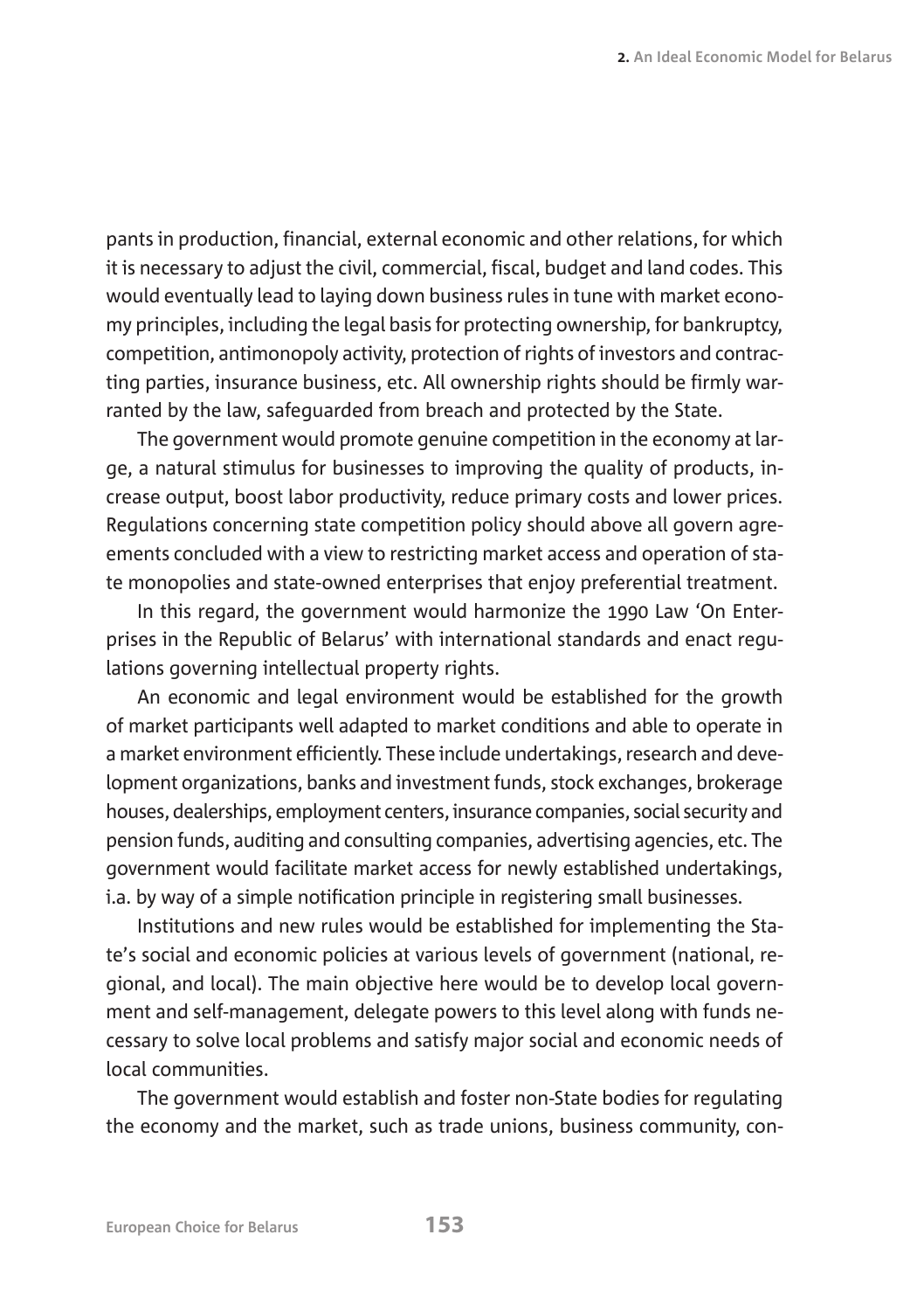pants in production, financial, external economic and other relations, for which it is necessary to adjust the civil, commercial, fiscal, budget and land codes. This would eventually lead to laying down business rules in tune with market economy principles, including the legal basis for protecting ownership, for bankruptcy, competition, antimonopoly activity, protection of rights of investors and contracting parties, insurance business, etc. All ownership rights should be firmly warranted by the law, safeguarded from breach and protected by the State.

The government would promote genuine competition in the economy at large, a natural stimulus for businesses to improving the quality of products, increase output, boost labor productivity, reduce primary costs and lower prices. Regulations concerning state competition policy should above all govern agreements concluded with a view to restricting market access and operation of state monopolies and state-owned enterprises that enjoy preferential treatment.

In this regard, the government would harmonize the 1990 Law 'On Enterprises in the Republic of Belarus' with international standards and enact regulations governing intellectual property rights.

An economic and legal environment would be established for the growth of market participants well adapted to market conditions and able to operate in a market environment efficiently. These include undertakings, research and development organizations, banks and investment funds, stock exchanges, brokerage houses, dealerships, employment centers, insurance companies, social security and pension funds, auditing and consulting companies, advertising agencies, etc. The government would facilitate market access for newly established undertakings, i.a. by way of a simple notification principle in registering small businesses.

Institutions and new rules would be established for implementing the State's social and economic policies at various levels of government (national, regional, and local). The main objective here would be to develop local government and self-management, delegate powers to this level along with funds necessary to solve local problems and satisfy major social and economic needs of local communities.

The government would establish and foster non-State bodies for regulating the economy and the market, such as trade unions, business community, con-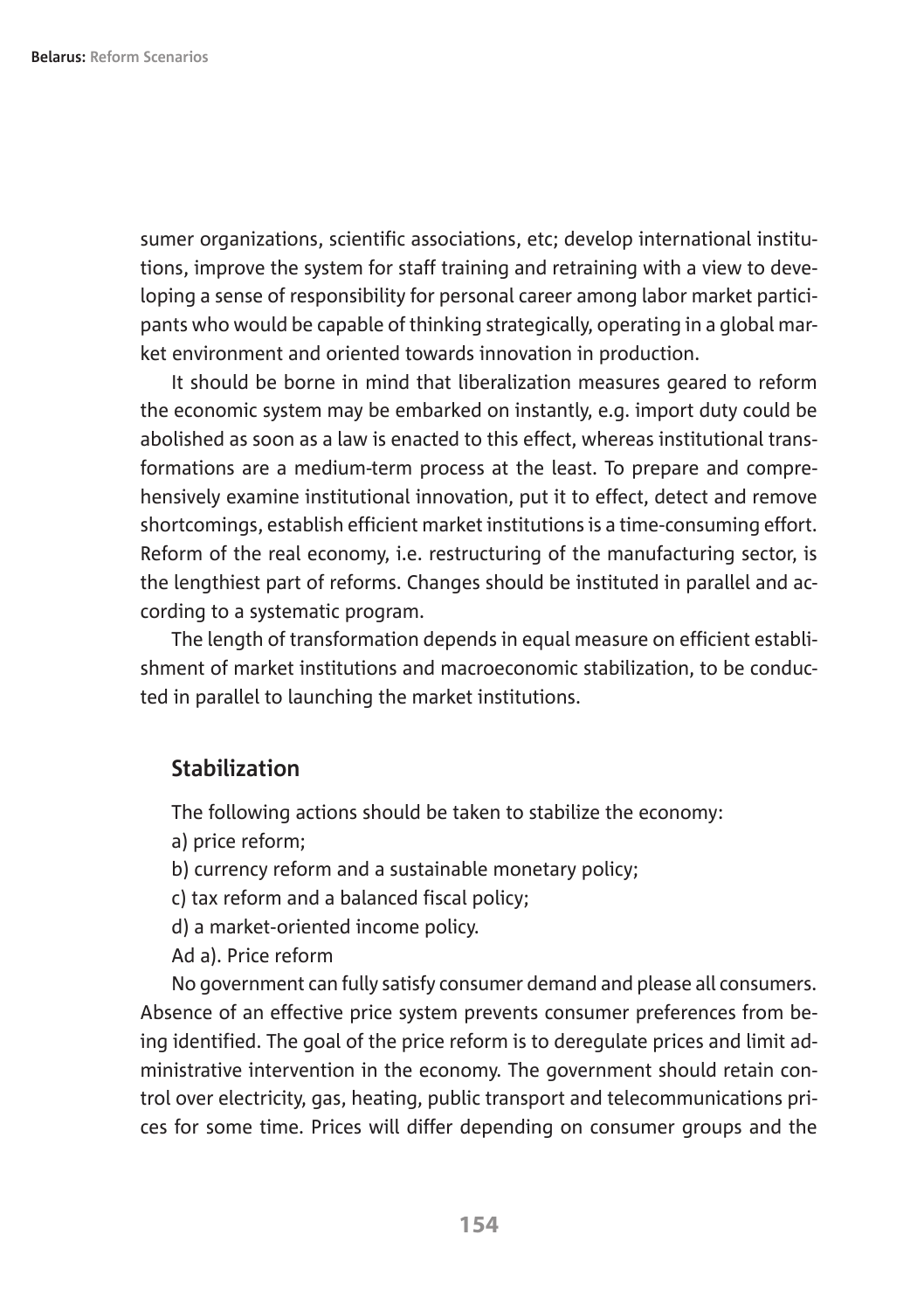sumer organizations, scientific associations, etc; develop international institutions, improve the system for staff training and retraining with a view to developing a sense of responsibility for personal career among labor market participants who would be capable of thinking strategically, operating in a global market environment and oriented towards innovation in production.

It should be borne in mind that liberalization measures geared to reform the economic system may be embarked on instantly, e.g. import duty could be abolished as soon as a law is enacted to this effect, whereas institutional transformations are a medium-term process at the least. To prepare and comprehensively examine institutional innovation, put it to effect, detect and remove shortcomings, establish efficient market institutions is a time-consuming effort. Reform of the real economy, i.e. restructuring of the manufacturing sector, is the lengthiest part of reforms. Changes should be instituted in parallel and according to a systematic program.

The length of transformation depends in equal measure on efficient establishment of market institutions and macroeconomic stabilization, to be conducted in parallel to launching the market institutions.

## Stabilization

The following actions should be taken to stabilize the economy:

a) price reform;

b) currency reform and a sustainable monetary policy;

c) tax reform and a balanced fiscal policy;

d) a market-oriented income policy.

Ad a). Price reform

No government can fully satisfy consumer demand and please all consumers. Absence of an effective price system prevents consumer preferences from being identified. The goal of the price reform is to deregulate prices and limit administrative intervention in the economy. The government should retain control over electricity, gas, heating, public transport and telecommunications prices for some time. Prices will differ depending on consumer groups and the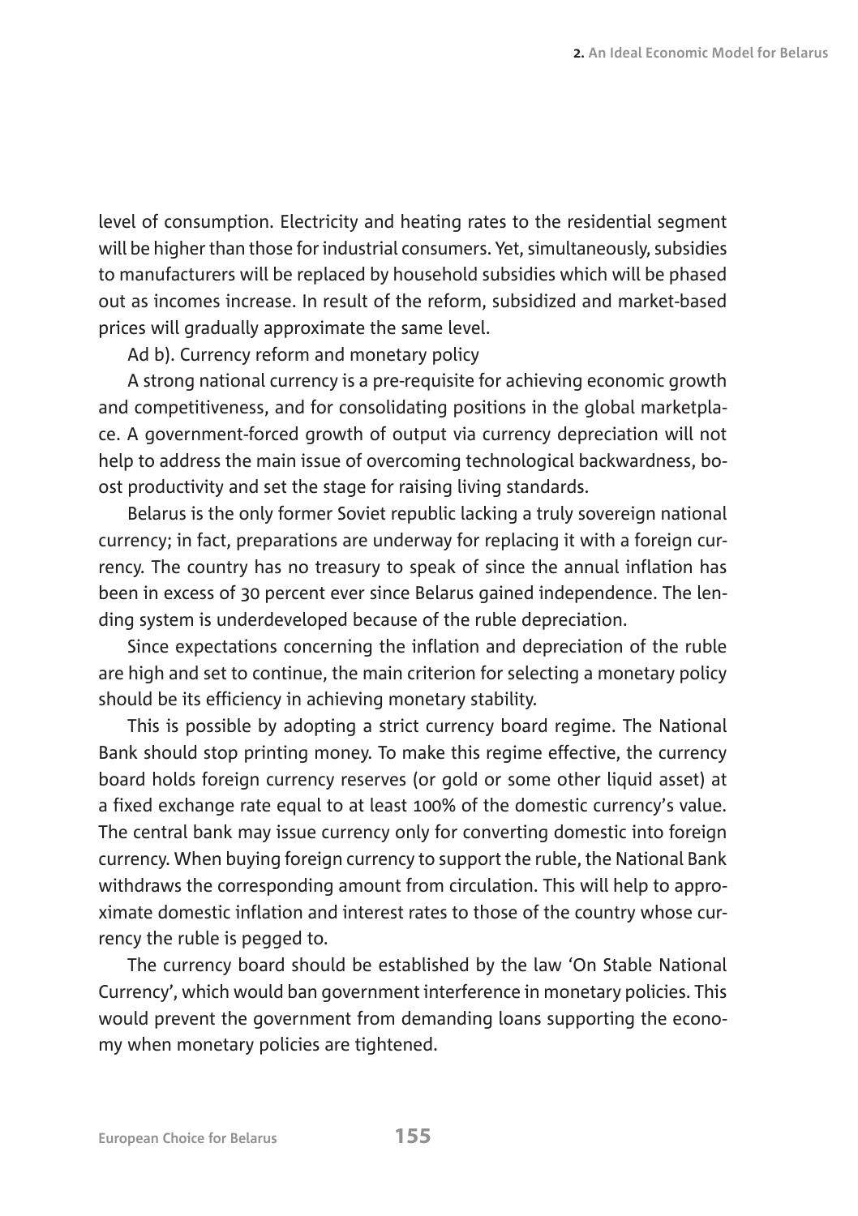level of consumption. Electricity and heating rates to the residential segment will be higher than those for industrial consumers. Yet, simultaneously, subsidies to manufacturers will be replaced by household subsidies which will be phased out as incomes increase. In result of the reform, subsidized and market-based prices will gradually approximate the same level.

Ad b). Currency reform and monetary policy

A strong national currency is a pre-requisite for achieving economic growth and competitiveness, and for consolidating positions in the global marketplace. A government-forced growth of output via currency depreciation will not help to address the main issue of overcoming technological backwardness, boost productivity and set the stage for raising living standards.

Belarus is the only former Soviet republic lacking a truly sovereign national currency; in fact, preparations are underway for replacing it with a foreign currency. The country has no treasury to speak of since the annual inflation has been in excess of 30 percent ever since Belarus gained independence. The lending system is underdeveloped because of the ruble depreciation.

Since expectations concerning the inflation and depreciation of the ruble are high and set to continue, the main criterion for selecting a monetary policy should be its efficiency in achieving monetary stability.

This is possible by adopting a strict currency board regime. The National Bank should stop printing money. To make this regime effective, the currency board holds foreign currency reserves (or gold or some other liquid asset) at a fixed exchange rate equal to at least 100% of the domestic currency's value. The central bank may issue currency only for converting domestic into foreign currency. When buying foreign currency to support the ruble, the National Bank withdraws the corresponding amount from circulation. This will help to approximate domestic inflation and interest rates to those of the country whose currency the ruble is pegged to.

The currency board should be established by the law 'On Stable National Currency', which would ban government interference in monetary policies. This would prevent the government from demanding loans supporting the economy when monetary policies are tightened.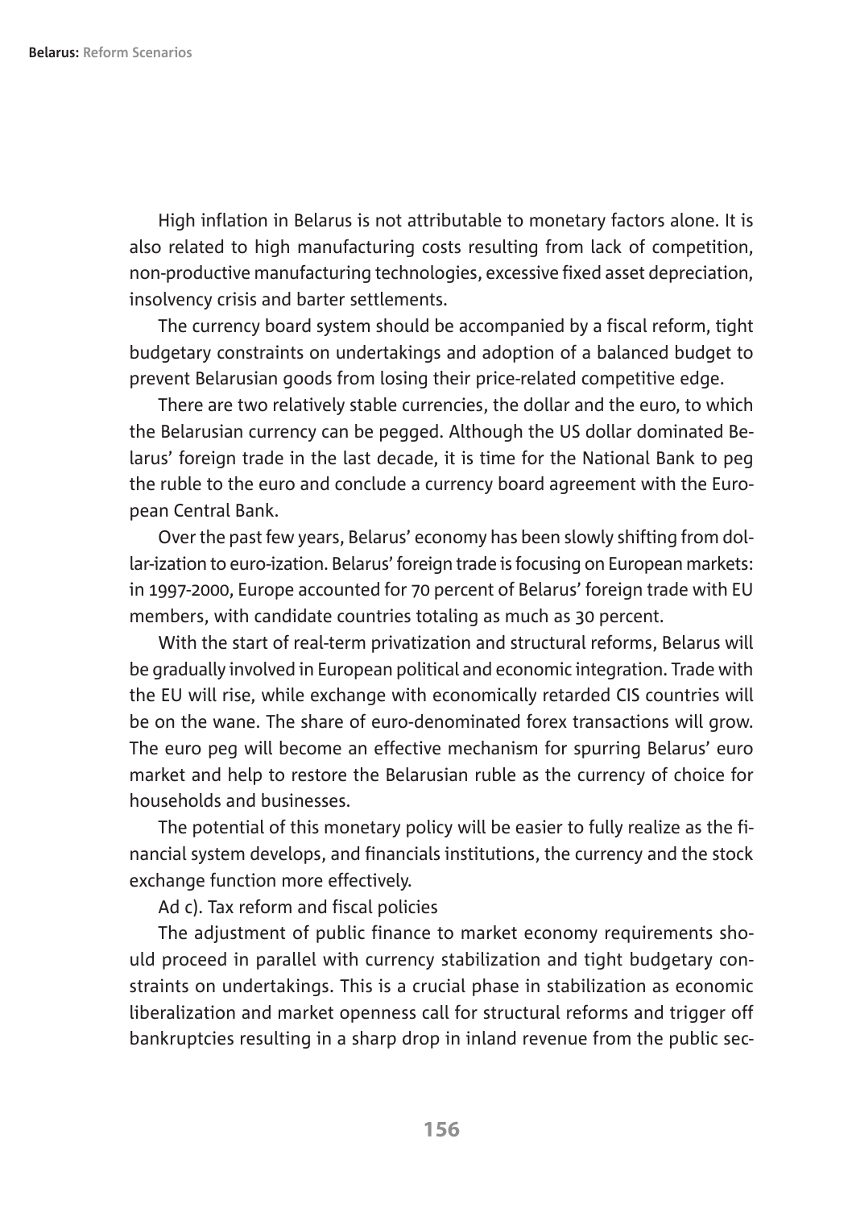High inflation in Belarus is not attributable to monetary factors alone. It is also related to high manufacturing costs resulting from lack of competition, non-productive manufacturing technologies, excessive fixed asset depreciation, insolvency crisis and barter settlements.

The currency board system should be accompanied by a fiscal reform, tight budgetary constraints on undertakings and adoption of a balanced budget to prevent Belarusian goods from losing their price-related competitive edge.

There are two relatively stable currencies, the dollar and the euro, to which the Belarusian currency can be pegged. Although the US dollar dominated Belarus' foreign trade in the last decade, it is time for the National Bank to peg the ruble to the euro and conclude a currency board agreement with the European Central Bank.

Over the past few years, Belarus' economy has been slowly shifting from dollar-ization to euro-ization. Belarus' foreign trade is focusing on European markets: in 1997-2000, Europe accounted for 70 percent of Belarus' foreign trade with EU members, with candidate countries totaling as much as 30 percent.

With the start of real-term privatization and structural reforms, Belarus will be gradually involved in European political and economic integration. Trade with the EU will rise, while exchange with economically retarded CIS countries will be on the wane. The share of euro-denominated forex transactions will grow. The euro peg will become an effective mechanism for spurring Belarus' euro market and help to restore the Belarusian ruble as the currency of choice for households and businesses.

The potential of this monetary policy will be easier to fully realize as the financial system develops, and financials institutions, the currency and the stock exchange function more effectively.

Ad c). Tax reform and fiscal policies

The adjustment of public finance to market economy requirements should proceed in parallel with currency stabilization and tight budgetary constraints on undertakings. This is a crucial phase in stabilization as economic liberalization and market openness call for structural reforms and trigger off bankruptcies resulting in a sharp drop in inland revenue from the public sec-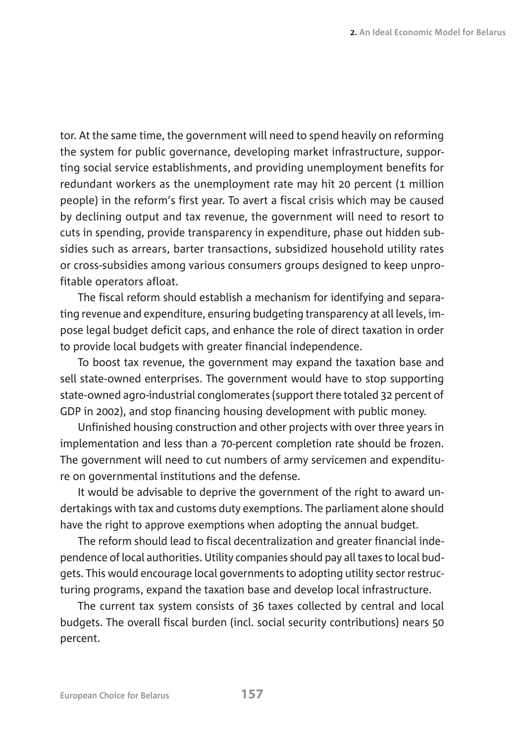tor. At the same time, the government will need to spend heavily on reforming the system for public governance, developing market infrastructure, supporting social service establishments, and providing unemployment benefits for redundant workers as the unemployment rate may hit 20 percent (1 million people) in the reform's first year. To avert a fiscal crisis which may be caused by declining output and tax revenue, the government will need to resort to cuts in spending, provide transparency in expenditure, phase out hidden subsidies such as arrears, barter transactions, subsidized household utility rates or cross-subsidies among various consumers groups designed to keep unprofitable operators afloat.

The fiscal reform should establish a mechanism for identifying and separating revenue and expenditure, ensuring budgeting transparency at all levels, impose legal budget deficit caps, and enhance the role of direct taxation in order to provide local budgets with greater financial independence.

To boost tax revenue, the government may expand the taxation base and sell state-owned enterprises. The government would have to stop supporting state-owned agro-industrial conglomerates (support there totaled 32 percent of GDP in 2002), and stop financing housing development with public money.

Unfinished housing construction and other projects with over three years in implementation and less than a 70-percent completion rate should be frozen. The government will need to cut numbers of army servicemen and expenditure on governmental institutions and the defense.

It would be advisable to deprive the government of the right to award undertakings with tax and customs duty exemptions. The parliament alone should have the right to approve exemptions when adopting the annual budget.

The reform should lead to fiscal decentralization and greater financial independence of local authorities. Utility companies should pay all taxes to local budgets. This would encourage local governments to adopting utility sector restructuring programs, expand the taxation base and develop local infrastructure.

The current tax system consists of 36 taxes collected by central and local budgets. The overall fiscal burden (incl. social security contributions) nears 50 percent.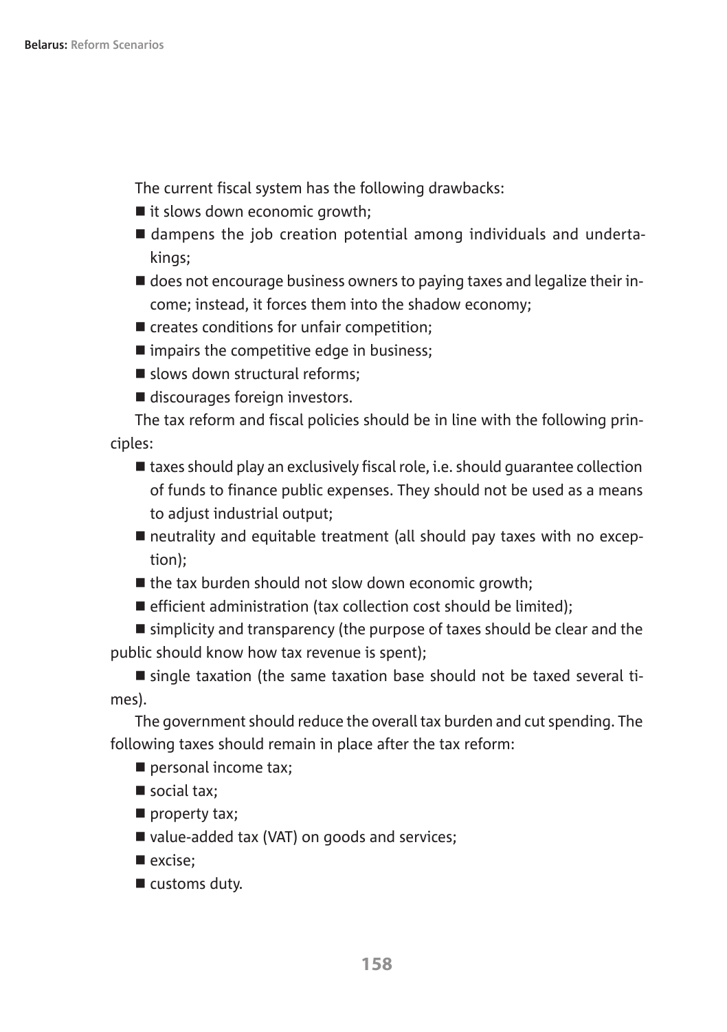The current fiscal system has the following drawbacks:

- it slows down economic growth;
- dampens the job creation potential among individuals and undertakings;
- does not encourage business owners to paying taxes and legalize their income; instead, it forces them into the shadow economy;
- creates conditions for unfair competition;
- impairs the competitive edge in business;
- slows down structural reforms;
- discourages foreign investors.

The tax reform and fiscal policies should be in line with the following principles:

- taxes should play an exclusively fiscal role, i.e. should guarantee collection of funds to finance public expenses. They should not be used as a means to adjust industrial output;
- neutrality and equitable treatment (all should pay taxes with no exception);
- the tax burden should not slow down economic growth;
- efficient administration (tax collection cost should be limited);
- simplicity and transparency (the purpose of taxes should be clear and the public should know how tax revenue is spent);
- single taxation (the same taxation base should not be taxed several times).

The government should reduce the overall tax burden and cut spending. The following taxes should remain in place after the tax reform:

- personal income tax;
- social tax;
- property tax;
- value-added tax (VAT) on goods and services;
- excise;
- customs duty.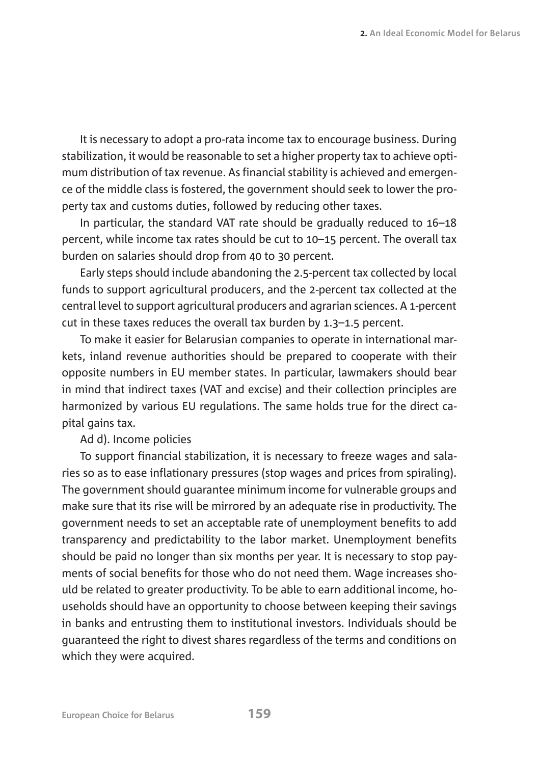It is necessary to adopt a pro-rata income tax to encourage business. During stabilization, it would be reasonable to set a higher property tax to achieve optimum distribution of tax revenue. As financial stability is achieved and emergence of the middle class is fostered, the government should seek to lower the property tax and customs duties, followed by reducing other taxes.

In particular, the standard VAT rate should be gradually reduced to 16–18 percent, while income tax rates should be cut to 10–15 percent. The overall tax burden on salaries should drop from 40 to 30 percent.

Early steps should include abandoning the 2.5-percent tax collected by local funds to support agricultural producers, and the 2-percent tax collected at the central level to support agricultural producers and agrarian sciences. A 1-percent cut in these taxes reduces the overall tax burden by 1.3–1.5 percent.

To make it easier for Belarusian companies to operate in international markets, inland revenue authorities should be prepared to cooperate with their opposite numbers in EU member states. In particular, lawmakers should bear in mind that indirect taxes (VAT and excise) and their collection principles are harmonized by various EU regulations. The same holds true for the direct capital gains tax.

Ad d). Income policies

To support financial stabilization, it is necessary to freeze wages and salaries so as to ease inflationary pressures (stop wages and prices from spiraling). The government should guarantee minimum income for vulnerable groups and make sure that its rise will be mirrored by an adequate rise in productivity. The government needs to set an acceptable rate of unemployment benefits to add transparency and predictability to the labor market. Unemployment benefits should be paid no longer than six months per year. It is necessary to stop payments of social benefits for those who do not need them. Wage increases should be related to greater productivity. To be able to earn additional income, households should have an opportunity to choose between keeping their savings in banks and entrusting them to institutional investors. Individuals should be guaranteed the right to divest shares regardless of the terms and conditions on which they were acquired.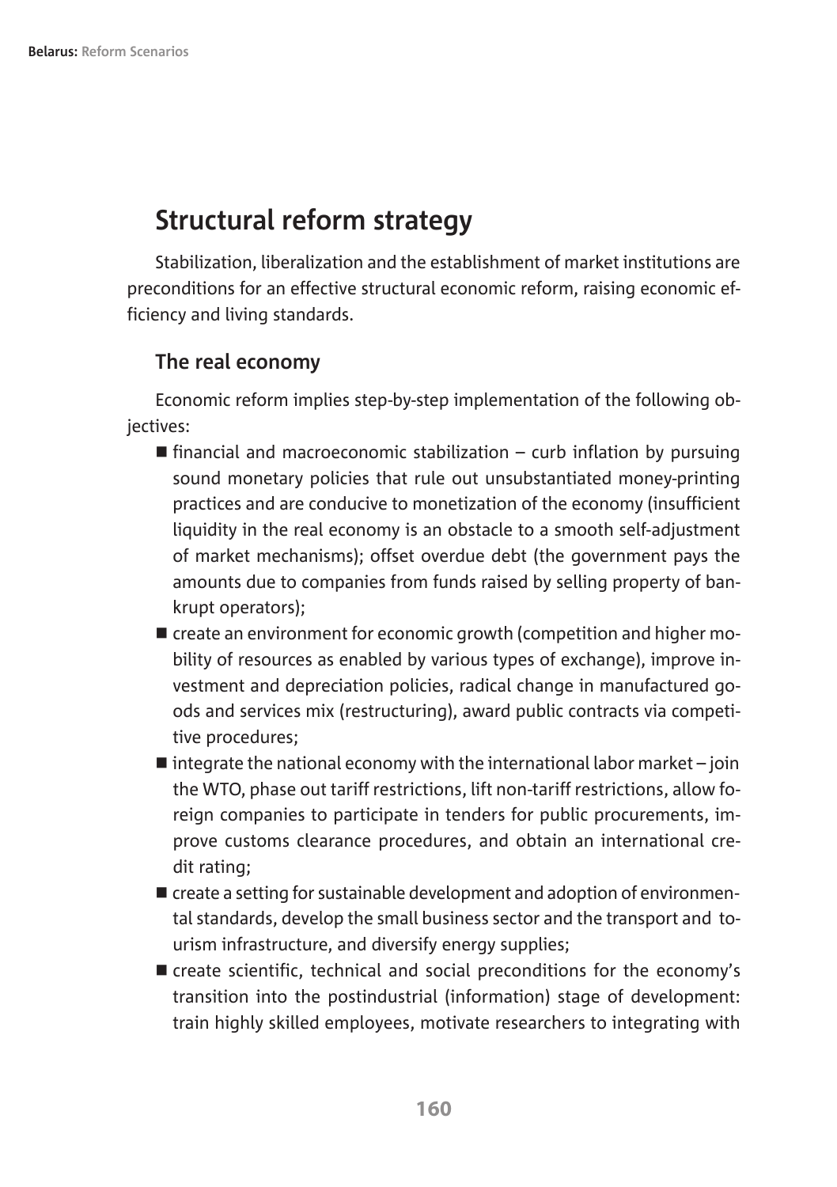## Structural reform strategy

Stabilization, liberalization and the establishment of market institutions are preconditions for an effective structural economic reform, raising economic efficiency and living standards.

### The real economy

Economic reform implies step-by-step implementation of the following objectives:

- financial and macroeconomic stabilization – curb inflation by pursuing sound monetary policies that rule out unsubstantiated money-printing practices and are conducive to monetization of the economy (insufficient liquidity in the real economy is an obstacle to a smooth self-adjustment of market mechanisms); offset overdue debt (the government pays the amounts due to companies from funds raised by selling property of bankrupt operators);
- create an environment for economic growth (competition and higher mobility of resources as enabled by various types of exchange), improve investment and depreciation policies, radical change in manufactured goods and services mix (restructuring), award public contracts via competitive procedures;
- integrate the national economy with the international labor market – join the WTO, phase out tariff restrictions, lift non-tariff restrictions, allow foreign companies to participate in tenders for public procurements, improve customs clearance procedures, and obtain an international credit rating;
- create a setting for sustainable development and adoption of environmental standards, develop the small business sector and the transport and tourism infrastructure, and diversify energy supplies;
- create scientific, technical and social preconditions for the economy's transition into the postindustrial (information) stage of development: train highly skilled employees, motivate researchers to integrating with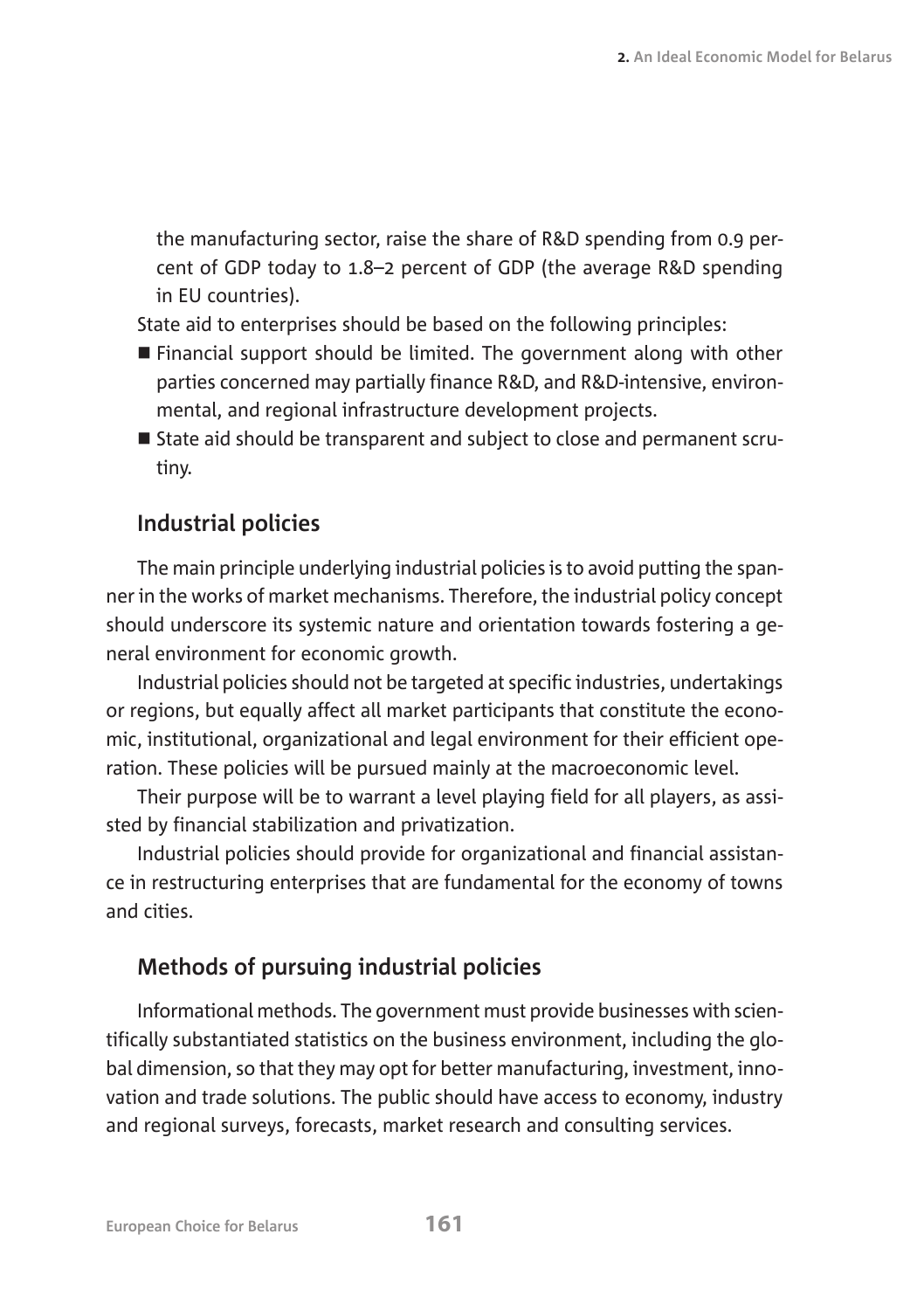the manufacturing sector, raise the share of R&D spending from 0.9 percent of GDP today to 1.8–2 percent of GDP (the average R&D spending in EU countries).

State aid to enterprises should be based on the following principles:

- Financial support should be limited. The government along with other parties concerned may partially finance R&D, and R&D-intensive, environmental, and regional infrastructure development projects.
- State aid should be transparent and subject to close and permanent scrutiny.

## Industrial policies

The main principle underlying industrial policies is to avoid putting the spanner in the works of market mechanisms. Therefore, the industrial policy concept should underscore its systemic nature and orientation towards fostering a general environment for economic growth.

Industrial policies should not be targeted at specific industries, undertakings or regions, but equally affect all market participants that constitute the economic, institutional, organizational and legal environment for their efficient operation. These policies will be pursued mainly at the macroeconomic level.

Their purpose will be to warrant a level playing field for all players, as assisted by financial stabilization and privatization.

Industrial policies should provide for organizational and financial assistance in restructuring enterprises that are fundamental for the economy of towns and cities.

## Methods of pursuing industrial policies

Informational methods. The government must provide businesses with scientifically substantiated statistics on the business environment, including the global dimension, so that they may opt for better manufacturing, investment, innovation and trade solutions. The public should have access to economy, industry and regional surveys, forecasts, market research and consulting services.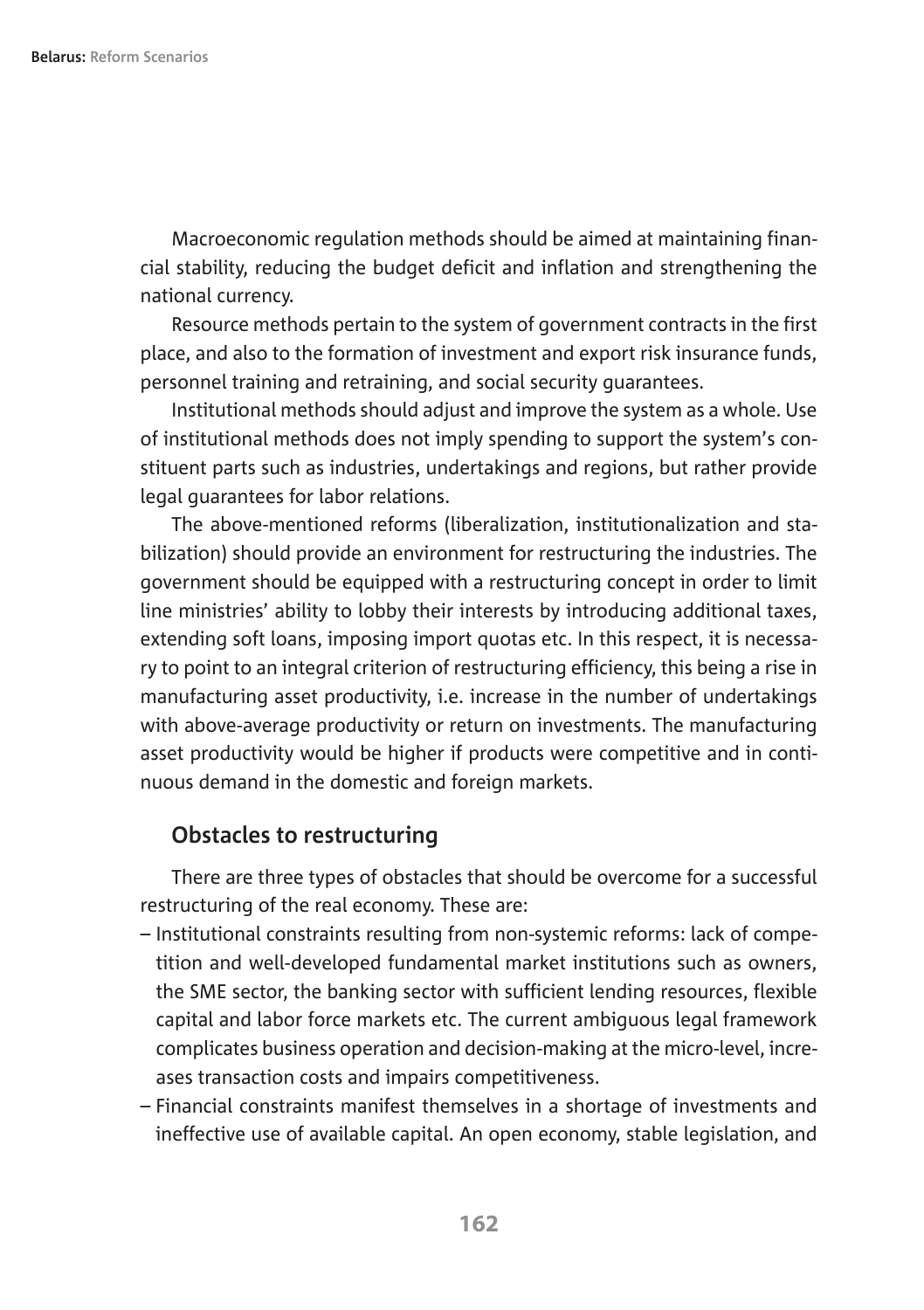Macroeconomic regulation methods should be aimed at maintaining financial stability, reducing the budget deficit and inflation and strengthening the national currency.

Resource methods pertain to the system of government contracts in the first place, and also to the formation of investment and export risk insurance funds, personnel training and retraining, and social security guarantees.

Institutional methods should adjust and improve the system as a whole. Use of institutional methods does not imply spending to support the system's constituent parts such as industries, undertakings and regions, but rather provide legal guarantees for labor relations.

The above-mentioned reforms (liberalization, institutionalization and stabilization) should provide an environment for restructuring the industries. The government should be equipped with a restructuring concept in order to limit line ministries' ability to lobby their interests by introducing additional taxes, extending soft loans, imposing import quotas etc. In this respect, it is necessary to point to an integral criterion of restructuring efficiency, this being a rise in manufacturing asset productivity, i.e. increase in the number of undertakings with above-average productivity or return on investments. The manufacturing asset productivity would be higher if products were competitive and in continuous demand in the domestic and foreign markets.

## Obstacles to restructuring

There are three types of obstacles that should be overcome for a successful restructuring of the real economy. These are:

- Institutional constraints resulting from non-systemic reforms: lack of competition and well-developed fundamental market institutions such as owners, the SME sector, the banking sector with sufficient lending resources, flexible capital and labor force markets etc. The current ambiguous legal framework complicates business operation and decision-making at the micro-level, increases transaction costs and impairs competitiveness.
- Financial constraints manifest themselves in a shortage of investments and ineffective use of available capital. An open economy, stable legislation, and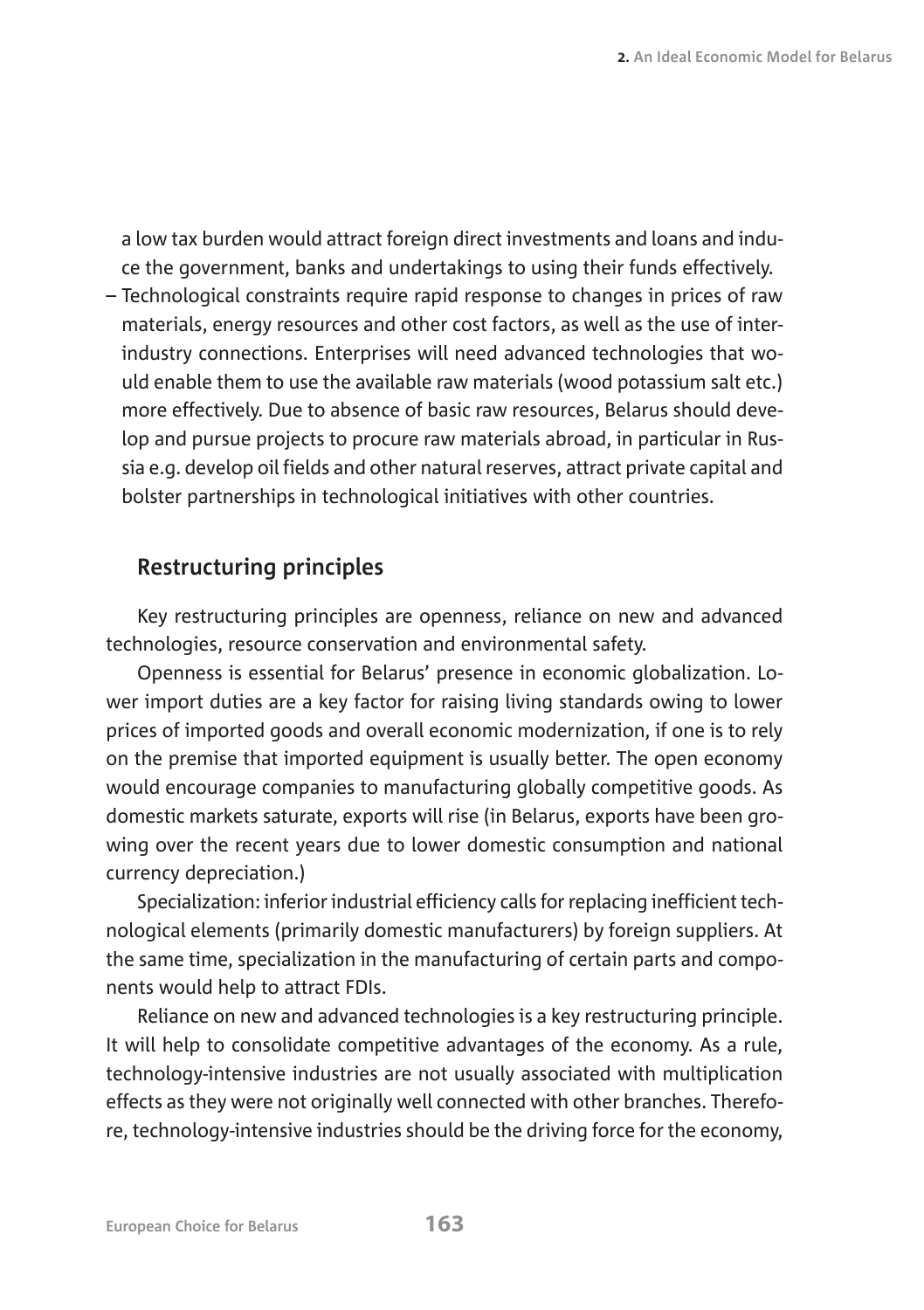a low tax burden would attract foreign direct investments and loans and induce the government, banks and undertakings to using their funds effectively.

– Technological constraints require rapid response to changes in prices of raw materials, energy resources and other cost factors, as well as the use of inter-industry connections. Enterprises will need advanced technologies that would enable them to use the available raw materials (wood potassium salt etc.) more effectively. Due to absence of basic raw resources, Belarus should develop and pursue projects to procure raw materials abroad, in particular in Russia e.g. develop oil fields and other natural reserves, attract private capital and bolster partnerships in technological initiatives with other countries.

## Restructuring principles

Key restructuring principles are openness, reliance on new and advanced technologies, resource conservation and environmental safety.

Openness is essential for Belarus' presence in economic globalization. Lower import duties are a key factor for raising living standards owing to lower prices of imported goods and overall economic modernization, if one is to rely on the premise that imported equipment is usually better. The open economy would encourage companies to manufacturing globally competitive goods. As domestic markets saturate, exports will rise (in Belarus, exports have been growing over the recent years due to lower domestic consumption and national currency depreciation.)

Specialization: inferior industrial efficiency calls for replacing inefficient technological elements (primarily domestic manufacturers) by foreign suppliers. At the same time, specialization in the manufacturing of certain parts and components would help to attract FDIs.

Reliance on new and advanced technologies is a key restructuring principle. It will help to consolidate competitive advantages of the economy. As a rule, technology-intensive industries are not usually associated with multiplication effects as they were not originally well connected with other branches. Therefore, technology-intensive industries should be the driving force for the economy,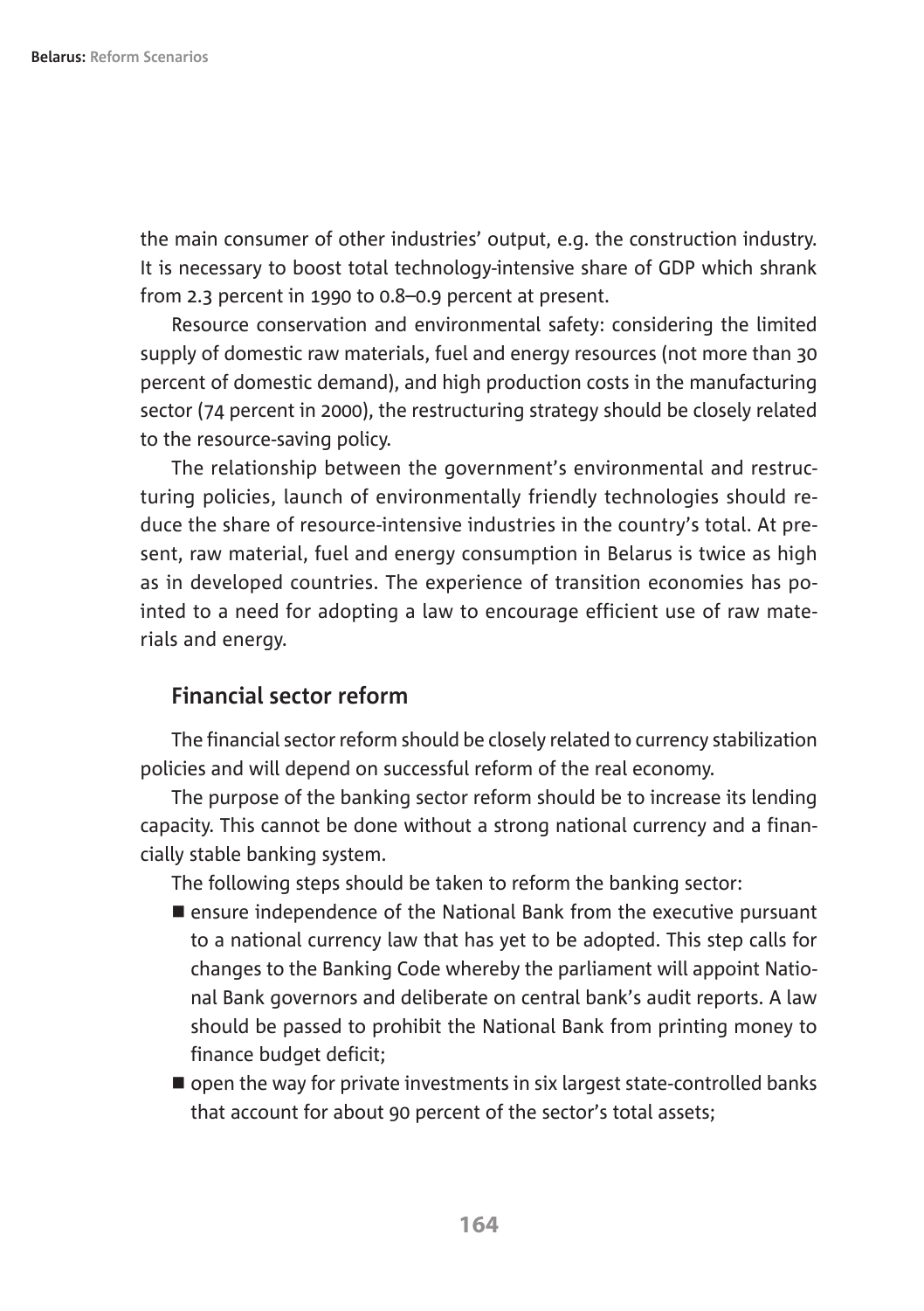the main consumer of other industries' output, e.g. the construction industry. It is necessary to boost total technology-intensive share of GDP which shrank from 2.3 percent in 1990 to 0.8–0.9 percent at present.

Resource conservation and environmental safety: considering the limited supply of domestic raw materials, fuel and energy resources (not more than 30 percent of domestic demand), and high production costs in the manufacturing sector (74 percent in 2000), the restructuring strategy should be closely related to the resource-saving policy.

The relationship between the government's environmental and restructuring policies, launch of environmentally friendly technologies should reduce the share of resource-intensive industries in the country's total. At present, raw material, fuel and energy consumption in Belarus is twice as high as in developed countries. The experience of transition economies has pointed to a need for adopting a law to encourage efficient use of raw materials and energy.

## Financial sector reform

The financial sector reform should be closely related to currency stabilization policies and will depend on successful reform of the real economy.

The purpose of the banking sector reform should be to increase its lending capacity. This cannot be done without a strong national currency and a financially stable banking system.

The following steps should be taken to reform the banking sector:

- ensure independence of the National Bank from the executive pursuant to a national currency law that has yet to be adopted. This step calls for changes to the Banking Code whereby the parliament will appoint National Bank governors and deliberate on central bank's audit reports. A law should be passed to prohibit the National Bank from printing money to finance budget deficit;
- open the way for private investments in six largest state-controlled banks that account for about 90 percent of the sector's total assets;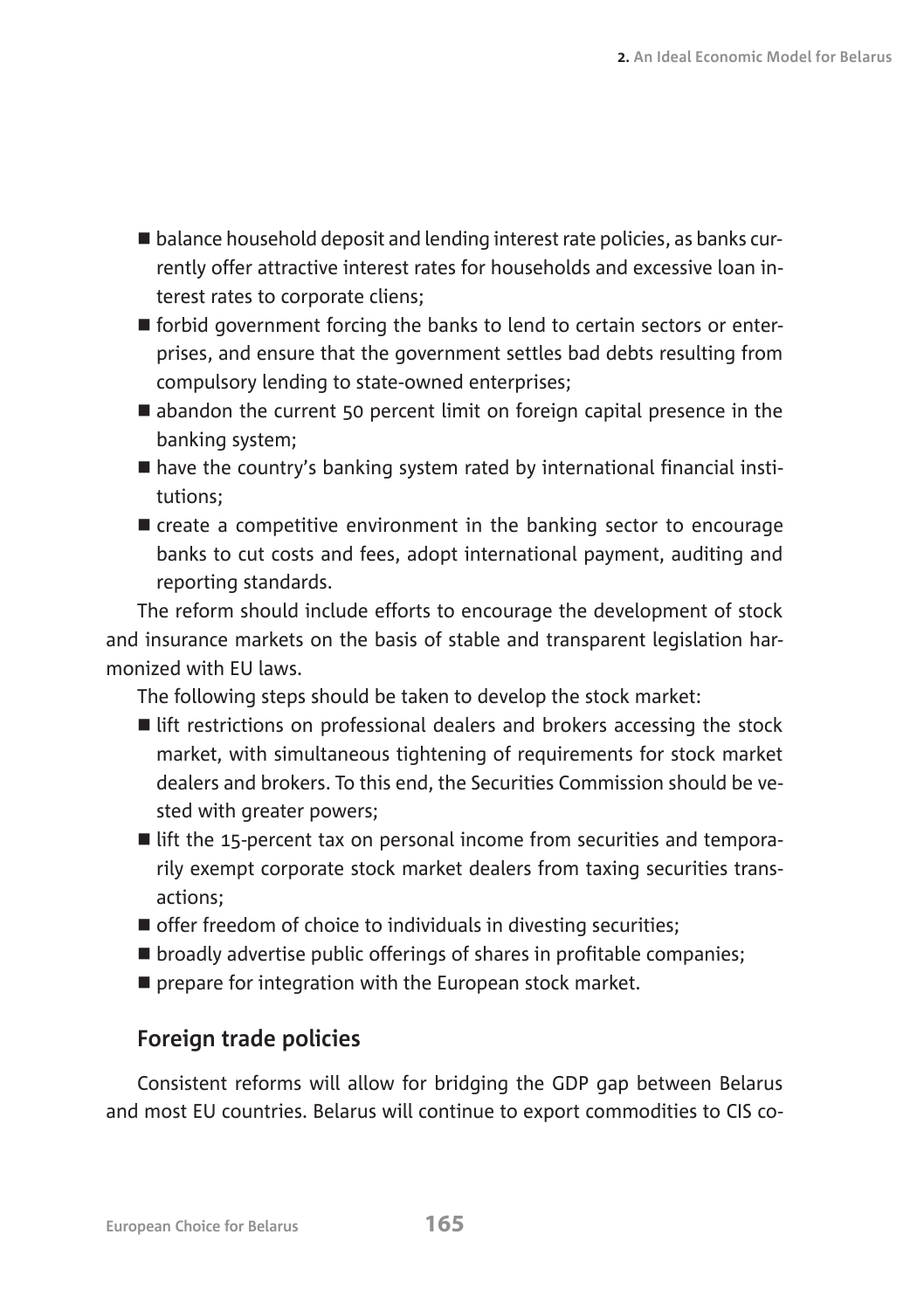- balance household deposit and lending interest rate policies, as banks currently offer attractive interest rates for households and excessive loan interest rates to corporate cliens;
- forbid government forcing the banks to lend to certain sectors or enterprises, and ensure that the government settles bad debts resulting from compulsory lending to state-owned enterprises;
- abandon the current 50 percent limit on foreign capital presence in the banking system;
- have the country's banking system rated by international financial institutions;
- create a competitive environment in the banking sector to encourage banks to cut costs and fees, adopt international payment, auditing and reporting standards.

The reform should include efforts to encourage the development of stock and insurance markets on the basis of stable and transparent legislation harmonized with EU laws.

The following steps should be taken to develop the stock market:

- lift restrictions on professional dealers and brokers accessing the stock market, with simultaneous tightening of requirements for stock market dealers and brokers. To this end, the Securities Commission should be vested with greater powers;
- lift the 15-percent tax on personal income from securities and temporarily exempt corporate stock market dealers from taxing securities transactions;
- offer freedom of choice to individuals in divesting securities;
- broadly advertise public offerings of shares in profitable companies;
- prepare for integration with the European stock market.

## Foreign trade policies

Consistent reforms will allow for bridging the GDP gap between Belarus and most EU countries. Belarus will continue to export commodities to CIS co-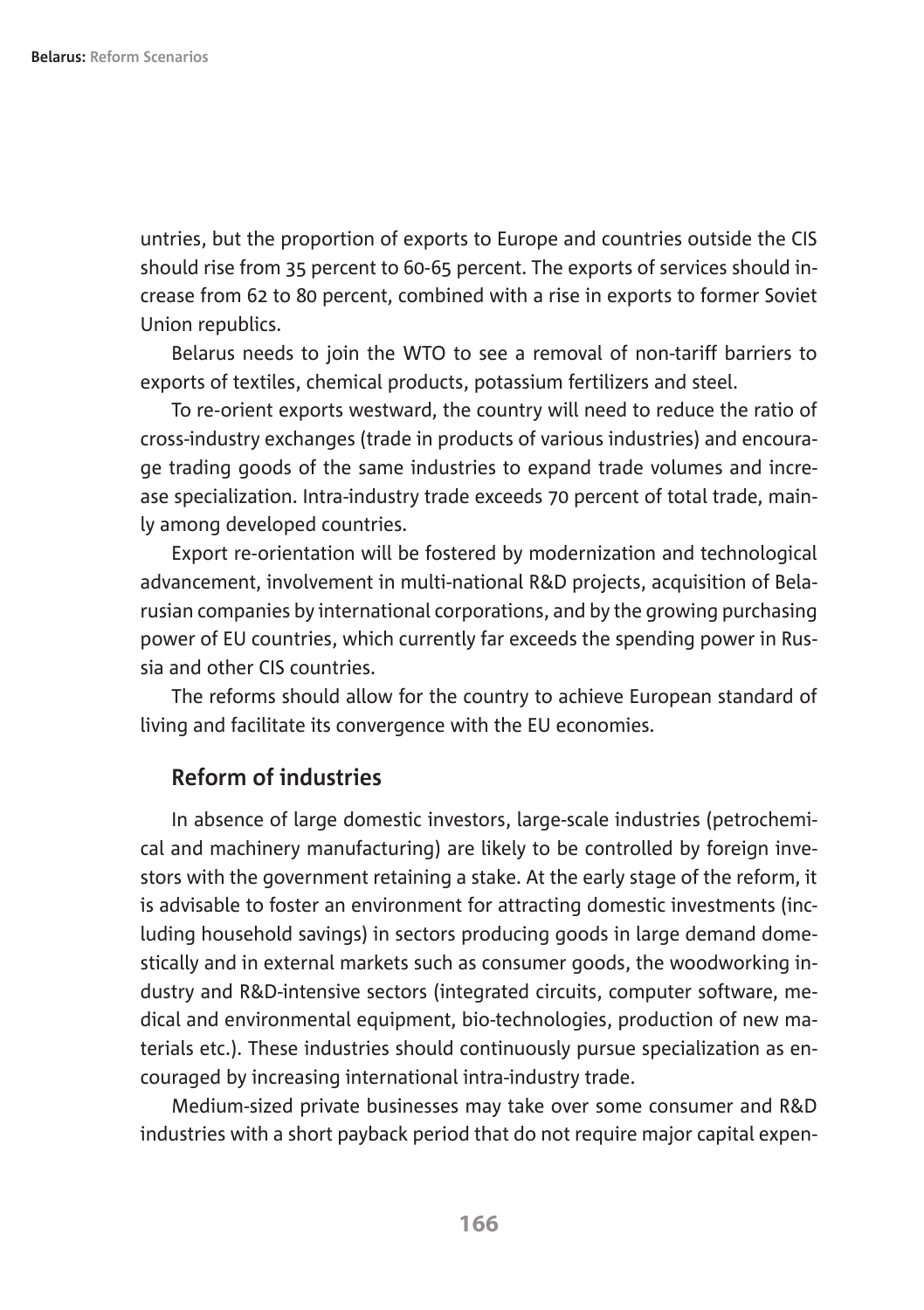untries, but the proportion of exports to Europe and countries outside the CIS should rise from 35 percent to 60-65 percent. The exports of services should increase from 62 to 80 percent, combined with a rise in exports to former Soviet Union republics.

Belarus needs to join the WTO to see a removal of non-tariff barriers to exports of textiles, chemical products, potassium fertilizers and steel.

To re-orient exports westward, the country will need to reduce the ratio of cross-industry exchanges (trade in products of various industries) and encourage trading goods of the same industries to expand trade volumes and increase specialization. Intra-industry trade exceeds 70 percent of total trade, mainly among developed countries.

Export re-orientation will be fostered by modernization and technological advancement, involvement in multi-national R&D projects, acquisition of Belarusian companies by international corporations, and by the growing purchasing power of EU countries, which currently far exceeds the spending power in Russia and other CIS countries.

The reforms should allow for the country to achieve European standard of living and facilitate its convergence with the EU economies.

## Reform of industries

In absence of large domestic investors, large-scale industries (petrochemical and machinery manufacturing) are likely to be controlled by foreign investors with the government retaining a stake. At the early stage of the reform, it is advisable to foster an environment for attracting domestic investments (including household savings) in sectors producing goods in large demand domestically and in external markets such as consumer goods, the woodworking industry and R&D-intensive sectors (integrated circuits, computer software, medical and environmental equipment, bio-technologies, production of new materials etc.). These industries should continuously pursue specialization as encouraged by increasing international intra-industry trade.

Medium-sized private businesses may take over some consumer and R&D industries with a short payback period that do not require major capital expen-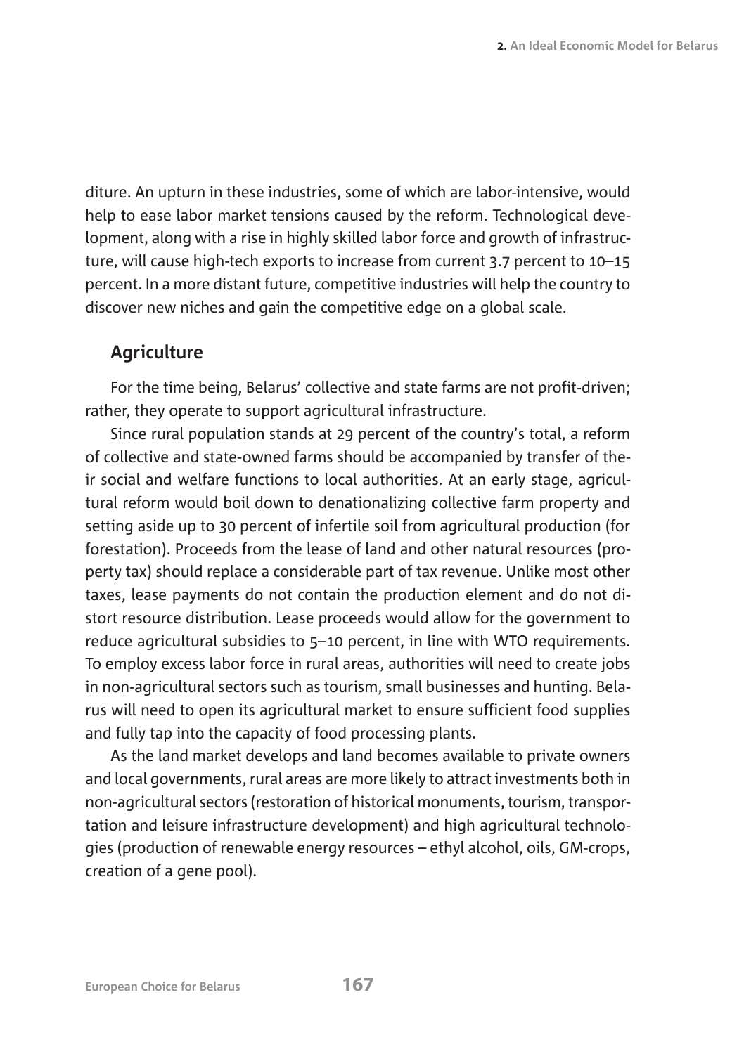diture. An upturn in these industries, some of which are labor-intensive, would help to ease labor market tensions caused by the reform. Technological development, along with a rise in highly skilled labor force and growth of infrastructure, will cause high-tech exports to increase from current 3.7 percent to 10–15 percent. In a more distant future, competitive industries will help the country to discover new niches and gain the competitive edge on a global scale.

## Agriculture

For the time being, Belarus' collective and state farms are not profit-driven; rather, they operate to support agricultural infrastructure.

Since rural population stands at 29 percent of the country's total, a reform of collective and state-owned farms should be accompanied by transfer of their social and welfare functions to local authorities. At an early stage, agricultural reform would boil down to denationalizing collective farm property and setting aside up to 30 percent of infertile soil from agricultural production (for forestation). Proceeds from the lease of land and other natural resources (property tax) should replace a considerable part of tax revenue. Unlike most other taxes, lease payments do not contain the production element and do not distort resource distribution. Lease proceeds would allow for the government to reduce agricultural subsidies to 5–10 percent, in line with WTO requirements. To employ excess labor force in rural areas, authorities will need to create jobs in non-agricultural sectors such as tourism, small businesses and hunting. Belarus will need to open its agricultural market to ensure sufficient food supplies and fully tap into the capacity of food processing plants.

As the land market develops and land becomes available to private owners and local governments, rural areas are more likely to attract investments both in non-agricultural sectors (restoration of historical monuments, tourism, transportation and leisure infrastructure development) and high agricultural technologies (production of renewable energy resources – ethyl alcohol, oils, GM-crops, creation of a gene pool).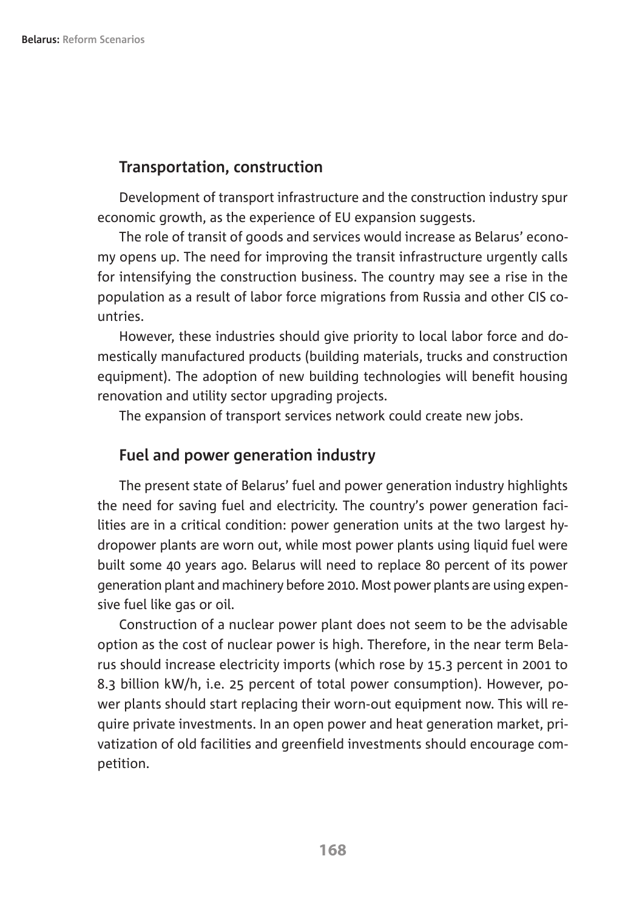## Transportation, construction

Development of transport infrastructure and the construction industry spur economic growth, as the experience of EU expansion suggests.

The role of transit of goods and services would increase as Belarus' economy opens up. The need for improving the transit infrastructure urgently calls for intensifying the construction business. The country may see a rise in the population as a result of labor force migrations from Russia and other CIS countries.

However, these industries should give priority to local labor force and domestically manufactured products (building materials, trucks and construction equipment). The adoption of new building technologies will benefit housing renovation and utility sector upgrading projects.

The expansion of transport services network could create new jobs.

## Fuel and power generation industry

The present state of Belarus' fuel and power generation industry highlights the need for saving fuel and electricity. The country's power generation facilities are in a critical condition: power generation units at the two largest hydropower plants are worn out, while most power plants using liquid fuel were built some 40 years ago. Belarus will need to replace 80 percent of its power generation plant and machinery before 2010. Most power plants are using expensive fuel like gas or oil.

Construction of a nuclear power plant does not seem to be the advisable option as the cost of nuclear power is high. Therefore, in the near term Belarus should increase electricity imports (which rose by 15.3 percent in 2001 to 8.3 billion kW/h, i.e. 25 percent of total power consumption). However, power plants should start replacing their worn-out equipment now. This will require private investments. In an open power and heat generation market, privatization of old facilities and greenfield investments should encourage competition.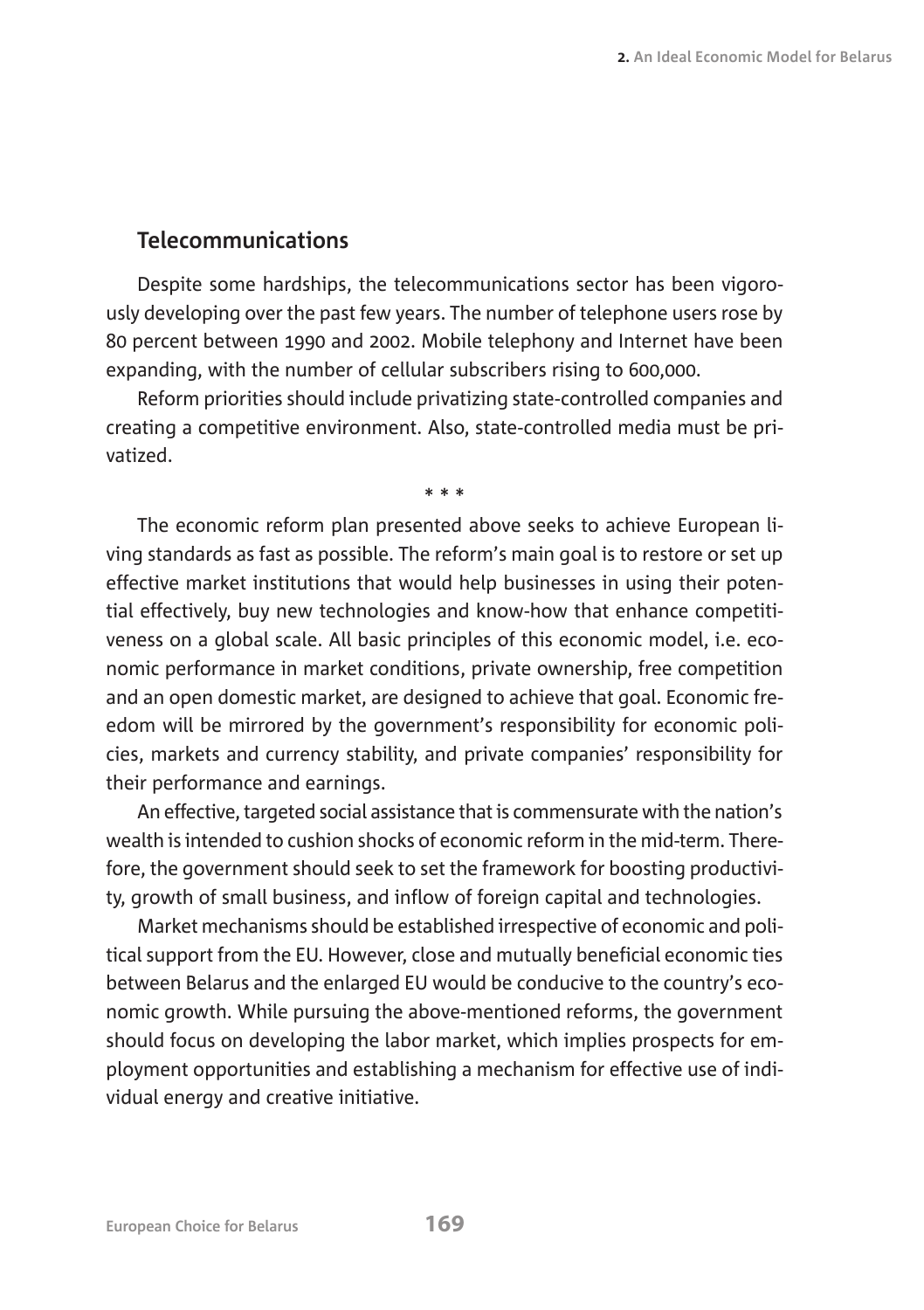## Telecommunications

Despite some hardships, the telecommunications sector has been vigorously developing over the past few years. The number of telephone users rose by 80 percent between 1990 and 2002. Mobile telephony and Internet have been expanding, with the number of cellular subscribers rising to 600,000.

Reform priorities should include privatizing state-controlled companies and creating a competitive environment. Also, state-controlled media must be privatized.

\* \* \*

The economic reform plan presented above seeks to achieve European living standards as fast as possible. The reform's main goal is to restore or set up effective market institutions that would help businesses in using their potential effectively, buy new technologies and know-how that enhance competitiveness on a global scale. All basic principles of this economic model, i.e. economic performance in market conditions, private ownership, free competition and an open domestic market, are designed to achieve that goal. Economic freedom will be mirrored by the government's responsibility for economic policies, markets and currency stability, and private companies' responsibility for their performance and earnings.

An effective, targeted social assistance that is commensurate with the nation's wealth is intended to cushion shocks of economic reform in the mid-term. Therefore, the government should seek to set the framework for boosting productivity, growth of small business, and inflow of foreign capital and technologies.

Market mechanisms should be established irrespective of economic and political support from the EU. However, close and mutually beneficial economic ties between Belarus and the enlarged EU would be conducive to the country's economic growth. While pursuing the above-mentioned reforms, the government should focus on developing the labor market, which implies prospects for employment opportunities and establishing a mechanism for effective use of individual energy and creative initiative.